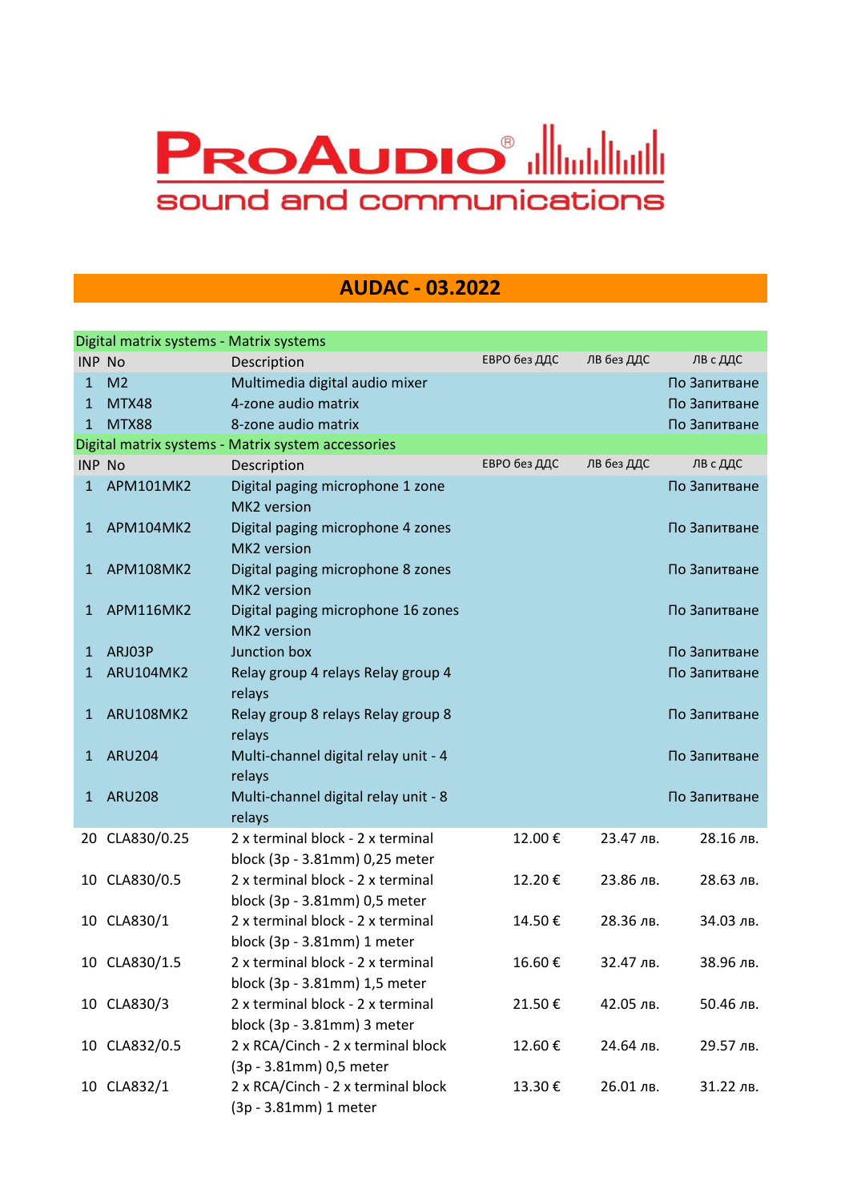# ProAudio® sound and communications

## AUDAC - 03.2022

| INP | No | Description | ЕВРО без ДДС | ЛВ без ДДС | ЛВ с ДДС |
|---|---|---|---|---|---|
| **Digital matrix systems - Matrix systems** | | | | | |
| 1 | M2 | Multimedia digital audio mixer | | | По Запитване |
| 1 | MTX48 | 4-zone audio matrix | | | По Запитване |
| 1 | MTX88 | 8-zone audio matrix | | | По Запитване |
| **Digital matrix systems - Matrix system accessories** | | | | | |
| 1 | APM101MK2 | Digital paging microphone 1 zone MK2 version | | | По Запитване |
| 1 | APM104MK2 | Digital paging microphone 4 zones MK2 version | | | По Запитване |
| 1 | APM108MK2 | Digital paging microphone 8 zones MK2 version | | | По Запитване |
| 1 | APM116MK2 | Digital paging microphone 16 zones MK2 version | | | По Запитване |
| 1 | ARJ03P | Junction box | | | По Запитване |
| 1 | ARU104MK2 | Relay group 4 relays Relay group 4 relays | | | По Запитване |
| 1 | ARU108MK2 | Relay group 8 relays Relay group 8 relays | | | По Запитване |
| 1 | ARU204 | Multi-channel digital relay unit - 4 relays | | | По Запитване |
| 1 | ARU208 | Multi-channel digital relay unit - 8 relays | | | По Запитване |
| 20 | CLA830/0.25 | 2 x terminal block - 2 x terminal block (3p - 3.81mm) 0,25 meter | 12.00 € | 23.47 лв. | 28.16 лв. |
| 10 | CLA830/0.5 | 2 x terminal block - 2 x terminal block (3p - 3.81mm) 0,5 meter | 12.20 € | 23.86 лв. | 28.63 лв. |
| 10 | CLA830/1 | 2 x terminal block - 2 x terminal block (3p - 3.81mm) 1 meter | 14.50 € | 28.36 лв. | 34.03 лв. |
| 10 | CLA830/1.5 | 2 x terminal block - 2 x terminal block (3p - 3.81mm) 1,5 meter | 16.60 € | 32.47 лв. | 38.96 лв. |
| 10 | CLA830/3 | 2 x terminal block - 2 x terminal block (3p - 3.81mm) 3 meter | 21.50 € | 42.05 лв. | 50.46 лв. |
| 10 | CLA832/0.5 | 2 x RCA/Cinch - 2 x terminal block (3p - 3.81mm) 0,5 meter | 12.60 € | 24.64 лв. | 29.57 лв. |
| 10 | CLA832/1 | 2 x RCA/Cinch - 2 x terminal block (3p - 3.81mm) 1 meter | 13.30 € | 26.01 лв. | 31.22 лв. |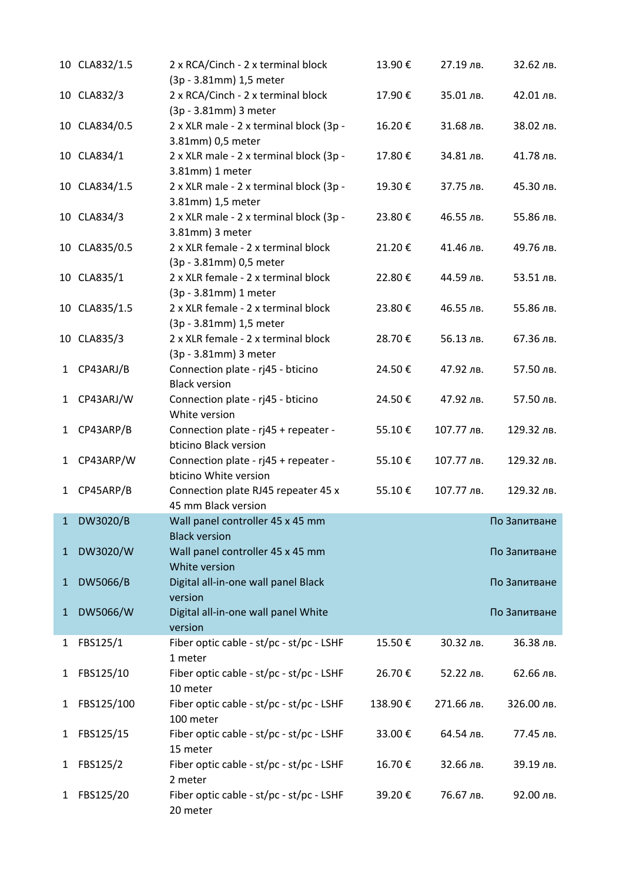| | | | | | |
|---|---|---|---|---|---|
| 10 | CLA832/1.5 | 2 x RCA/Cinch - 2 x terminal block (3p - 3.81mm) 1,5 meter | 13.90 € | 27.19 лв. | 32.62 лв. |
| 10 | CLA832/3 | 2 x RCA/Cinch - 2 x terminal block (3p - 3.81mm) 3 meter | 17.90 € | 35.01 лв. | 42.01 лв. |
| 10 | CLA834/0.5 | 2 x XLR male - 2 x terminal block (3p - 3.81mm) 0,5 meter | 16.20 € | 31.68 лв. | 38.02 лв. |
| 10 | CLA834/1 | 2 x XLR male - 2 x terminal block (3p - 3.81mm) 1 meter | 17.80 € | 34.81 лв. | 41.78 лв. |
| 10 | CLA834/1.5 | 2 x XLR male - 2 x terminal block (3p - 3.81mm) 1,5 meter | 19.30 € | 37.75 лв. | 45.30 лв. |
| 10 | CLA834/3 | 2 x XLR male - 2 x terminal block (3p - 3.81mm) 3 meter | 23.80 € | 46.55 лв. | 55.86 лв. |
| 10 | CLA835/0.5 | 2 x XLR female - 2 x terminal block (3p - 3.81mm) 0,5 meter | 21.20 € | 41.46 лв. | 49.76 лв. |
| 10 | CLA835/1 | 2 x XLR female - 2 x terminal block (3p - 3.81mm) 1 meter | 22.80 € | 44.59 лв. | 53.51 лв. |
| 10 | CLA835/1.5 | 2 x XLR female - 2 x terminal block (3p - 3.81mm) 1,5 meter | 23.80 € | 46.55 лв. | 55.86 лв. |
| 10 | CLA835/3 | 2 x XLR female - 2 x terminal block (3p - 3.81mm) 3 meter | 28.70 € | 56.13 лв. | 67.36 лв. |
| 1 | CP43ARJ/B | Connection plate - rj45 - bticino Black version | 24.50 € | 47.92 лв. | 57.50 лв. |
| 1 | CP43ARJ/W | Connection plate - rj45 - bticino White version | 24.50 € | 47.92 лв. | 57.50 лв. |
| 1 | CP43ARP/B | Connection plate - rj45 + repeater - bticino Black version | 55.10 € | 107.77 лв. | 129.32 лв. |
| 1 | CP43ARP/W | Connection plate - rj45 + repeater - bticino White version | 55.10 € | 107.77 лв. | 129.32 лв. |
| 1 | CP45ARP/B | Connection plate RJ45 repeater 45 x 45 mm Black version | 55.10 € | 107.77 лв. | 129.32 лв. |
| 1 | DW3020/B | Wall panel controller 45 x 45 mm Black version | | | По Запитване |
| 1 | DW3020/W | Wall panel controller 45 x 45 mm White version | | | По Запитване |
| 1 | DW5066/B | Digital all-in-one wall panel Black version | | | По Запитване |
| 1 | DW5066/W | Digital all-in-one wall panel White version | | | По Запитване |
| 1 | FBS125/1 | Fiber optic cable - st/pc - st/pc - LSHF 1 meter | 15.50 € | 30.32 лв. | 36.38 лв. |
| 1 | FBS125/10 | Fiber optic cable - st/pc - st/pc - LSHF 10 meter | 26.70 € | 52.22 лв. | 62.66 лв. |
| 1 | FBS125/100 | Fiber optic cable - st/pc - st/pc - LSHF 100 meter | 138.90 € | 271.66 лв. | 326.00 лв. |
| 1 | FBS125/15 | Fiber optic cable - st/pc - st/pc - LSHF 15 meter | 33.00 € | 64.54 лв. | 77.45 лв. |
| 1 | FBS125/2 | Fiber optic cable - st/pc - st/pc - LSHF 2 meter | 16.70 € | 32.66 лв. | 39.19 лв. |
| 1 | FBS125/20 | Fiber optic cable - st/pc - st/pc - LSHF 20 meter | 39.20 € | 76.67 лв. | 92.00 лв. |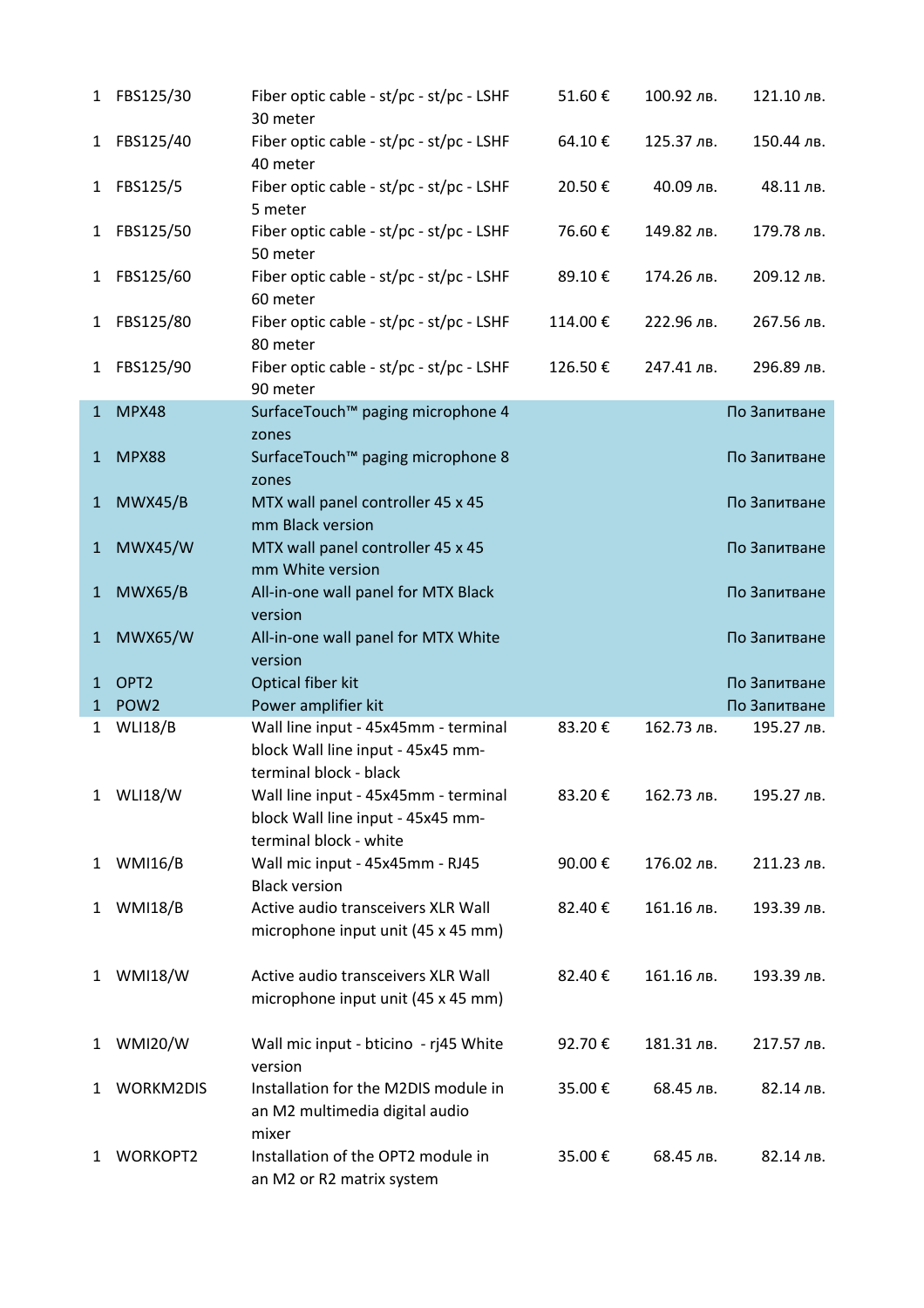| | | | | | |
|---|---|---|---|---|---|
| 1 | FBS125/30 | Fiber optic cable - st/pc - st/pc - LSHF 30 meter | 51.60 € | 100.92 лв. | 121.10 лв. |
| 1 | FBS125/40 | Fiber optic cable - st/pc - st/pc - LSHF 40 meter | 64.10 € | 125.37 лв. | 150.44 лв. |
| 1 | FBS125/5 | Fiber optic cable - st/pc - st/pc - LSHF 5 meter | 20.50 € | 40.09 лв. | 48.11 лв. |
| 1 | FBS125/50 | Fiber optic cable - st/pc - st/pc - LSHF 50 meter | 76.60 € | 149.82 лв. | 179.78 лв. |
| 1 | FBS125/60 | Fiber optic cable - st/pc - st/pc - LSHF 60 meter | 89.10 € | 174.26 лв. | 209.12 лв. |
| 1 | FBS125/80 | Fiber optic cable - st/pc - st/pc - LSHF 80 meter | 114.00 € | 222.96 лв. | 267.56 лв. |
| 1 | FBS125/90 | Fiber optic cable - st/pc - st/pc - LSHF 90 meter | 126.50 € | 247.41 лв. | 296.89 лв. |
| 1 | MPX48 | SurfaceTouch™ paging microphone 4 zones | | | По Запитване |
| 1 | MPX88 | SurfaceTouch™ paging microphone 8 zones | | | По Запитване |
| 1 | MWX45/B | MTX wall panel controller 45 x 45 mm Black version | | | По Запитване |
| 1 | MWX45/W | MTX wall panel controller 45 x 45 mm White version | | | По Запитване |
| 1 | MWX65/B | All-in-one wall panel for MTX Black version | | | По Запитване |
| 1 | MWX65/W | All-in-one wall panel for MTX White version | | | По Запитване |
| 1 | OPT2 | Optical fiber kit | | | По Запитване |
| 1 | POW2 | Power amplifier kit | | | По Запитване |
| 1 | WLI18/B | Wall line input - 45x45mm - terminal block Wall line input - 45x45 mm- terminal block - black | 83.20 € | 162.73 лв. | 195.27 лв. |
| 1 | WLI18/W | Wall line input - 45x45mm - terminal block Wall line input - 45x45 mm- terminal block - white | 83.20 € | 162.73 лв. | 195.27 лв. |
| 1 | WMI16/B | Wall mic input - 45x45mm - RJ45 Black version | 90.00 € | 176.02 лв. | 211.23 лв. |
| 1 | WMI18/B | Active audio transceivers XLR Wall microphone input unit (45 x 45 mm) | 82.40 € | 161.16 лв. | 193.39 лв. |
| 1 | WMI18/W | Active audio transceivers XLR Wall microphone input unit (45 x 45 mm) | 82.40 € | 161.16 лв. | 193.39 лв. |
| 1 | WMI20/W | Wall mic input - bticino - rj45 White version | 92.70 € | 181.31 лв. | 217.57 лв. |
| 1 | WORKM2DIS | Installation for the M2DIS module in an M2 multimedia digital audio mixer | 35.00 € | 68.45 лв. | 82.14 лв. |
| 1 | WORKOPT2 | Installation of the OPT2 module in an M2 or R2 matrix system | 35.00 € | 68.45 лв. | 82.14 лв. |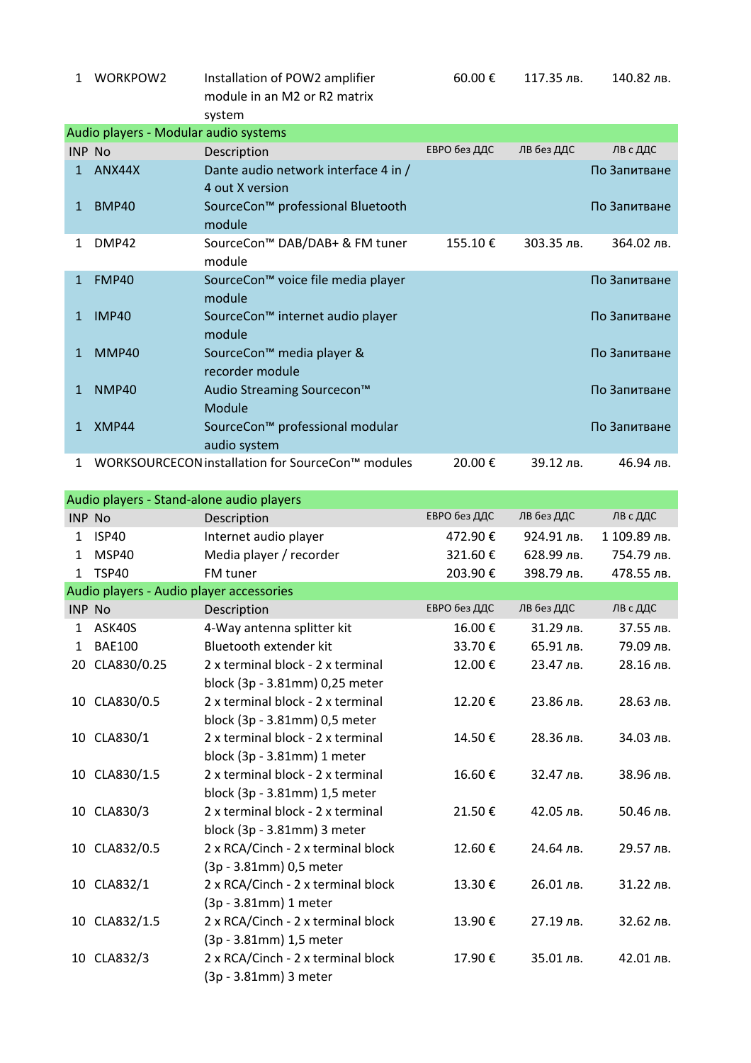| INP | No | Description | ЕВРО без ДДС | ЛВ без ДДС | ЛВ с ДДС |
|---|---|---|---|---|---|
| 1 | WORKPOW2 | Installation of POW2 amplifier module in an M2 or R2 matrix system | 60.00 € | 117.35 лв. | 140.82 лв. |

## Audio players - Modular audio systems

| INP | No | Description | ЕВРО без ДДС | ЛВ без ДДС | ЛВ с ДДС |
|---|---|---|---|---|---|
| 1 | ANX44X | Dante audio network interface 4 in / 4 out X version | | | По Запитване |
| 1 | BMP40 | SourceCon™ professional Bluetooth module | | | По Запитване |
| 1 | DMP42 | SourceCon™ DAB/DAB+ & FM tuner module | 155.10 € | 303.35 лв. | 364.02 лв. |
| 1 | FMP40 | SourceCon™ voice file media player module | | | По Запитване |
| 1 | IMP40 | SourceCon™ internet audio player module | | | По Запитване |
| 1 | MMP40 | SourceCon™ media player & recorder module | | | По Запитване |
| 1 | NMP40 | Audio Streaming Sourcecon™ Module | | | По Запитване |
| 1 | XMP44 | SourceCon™ professional modular audio system | | | По Запитване |
| 1 | WORKSOURCECON | installation for SourceCon™ modules | 20.00 € | 39.12 лв. | 46.94 лв. |

## Audio players - Stand-alone audio players

| INP | No | Description | ЕВРО без ДДС | ЛВ без ДДС | ЛВ с ДДС |
|---|---|---|---|---|---|
| 1 | ISP40 | Internet audio player | 472.90 € | 924.91 лв. | 1 109.89 лв. |
| 1 | MSP40 | Media player / recorder | 321.60 € | 628.99 лв. | 754.79 лв. |
| 1 | TSP40 | FM tuner | 203.90 € | 398.79 лв. | 478.55 лв. |

## Audio players - Audio player accessories

| INP | No | Description | ЕВРО без ДДС | ЛВ без ДДС | ЛВ с ДДС |
|---|---|---|---|---|---|
| 1 | ASK40S | 4-Way antenna splitter kit | 16.00 € | 31.29 лв. | 37.55 лв. |
| 1 | BAE100 | Bluetooth extender kit | 33.70 € | 65.91 лв. | 79.09 лв. |
| 20 | CLA830/0.25 | 2 x terminal block - 2 x terminal block (3p - 3.81mm) 0,25 meter | 12.00 € | 23.47 лв. | 28.16 лв. |
| 10 | CLA830/0.5 | 2 x terminal block - 2 x terminal block (3p - 3.81mm) 0,5 meter | 12.20 € | 23.86 лв. | 28.63 лв. |
| 10 | CLA830/1 | 2 x terminal block - 2 x terminal block (3p - 3.81mm) 1 meter | 14.50 € | 28.36 лв. | 34.03 лв. |
| 10 | CLA830/1.5 | 2 x terminal block - 2 x terminal block (3p - 3.81mm) 1,5 meter | 16.60 € | 32.47 лв. | 38.96 лв. |
| 10 | CLA830/3 | 2 x terminal block - 2 x terminal block (3p - 3.81mm) 3 meter | 21.50 € | 42.05 лв. | 50.46 лв. |
| 10 | CLA832/0.5 | 2 x RCA/Cinch - 2 x terminal block (3p - 3.81mm) 0,5 meter | 12.60 € | 24.64 лв. | 29.57 лв. |
| 10 | CLA832/1 | 2 x RCA/Cinch - 2 x terminal block (3p - 3.81mm) 1 meter | 13.30 € | 26.01 лв. | 31.22 лв. |
| 10 | CLA832/1.5 | 2 x RCA/Cinch - 2 x terminal block (3p - 3.81mm) 1,5 meter | 13.90 € | 27.19 лв. | 32.62 лв. |
| 10 | CLA832/3 | 2 x RCA/Cinch - 2 x terminal block (3p - 3.81mm) 3 meter | 17.90 € | 35.01 лв. | 42.01 лв. |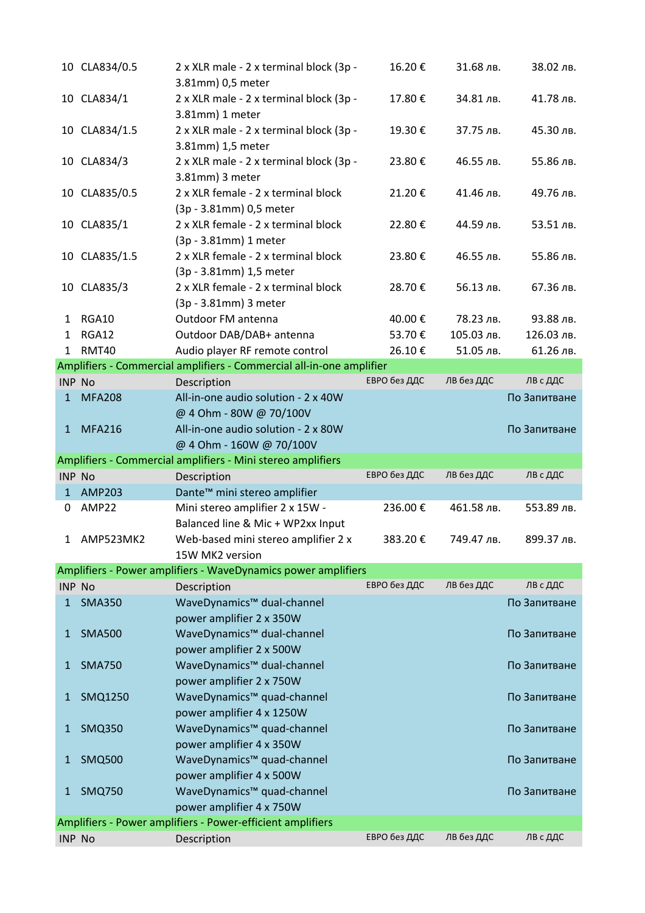| INP | No | Description | ЕВРО без ДДС | ЛВ без ДДС | ЛВ с ДДС |
|---|---|---|---|---|---|
| 10 | CLA834/0.5 | 2 x XLR male - 2 x terminal block (3p - 3.81mm) 0,5 meter | 16.20 € | 31.68 лв. | 38.02 лв. |
| 10 | CLA834/1 | 2 x XLR male - 2 x terminal block (3p - 3.81mm) 1 meter | 17.80 € | 34.81 лв. | 41.78 лв. |
| 10 | CLA834/1.5 | 2 x XLR male - 2 x terminal block (3p - 3.81mm) 1,5 meter | 19.30 € | 37.75 лв. | 45.30 лв. |
| 10 | CLA834/3 | 2 x XLR male - 2 x terminal block (3p - 3.81mm) 3 meter | 23.80 € | 46.55 лв. | 55.86 лв. |
| 10 | CLA835/0.5 | 2 x XLR female - 2 x terminal block (3p - 3.81mm) 0,5 meter | 21.20 € | 41.46 лв. | 49.76 лв. |
| 10 | CLA835/1 | 2 x XLR female - 2 x terminal block (3p - 3.81mm) 1 meter | 22.80 € | 44.59 лв. | 53.51 лв. |
| 10 | CLA835/1.5 | 2 x XLR female - 2 x terminal block (3p - 3.81mm) 1,5 meter | 23.80 € | 46.55 лв. | 55.86 лв. |
| 10 | CLA835/3 | 2 x XLR female - 2 x terminal block (3p - 3.81mm) 3 meter | 28.70 € | 56.13 лв. | 67.36 лв. |
| 1 | RGA10 | Outdoor FM antenna | 40.00 € | 78.23 лв. | 93.88 лв. |
| 1 | RGA12 | Outdoor DAB/DAB+ antenna | 53.70 € | 105.03 лв. | 126.03 лв. |
| 1 | RMT40 | Audio player RF remote control | 26.10 € | 51.05 лв. | 61.26 лв. |

**Amplifiers - Commercial amplifiers - Commercial all-in-one amplifier**

| INP | No | Description | ЕВРО без ДДС | ЛВ без ДДС | ЛВ с ДДС |
|---|---|---|---|---|---|
| 1 | MFA208 | All-in-one audio solution - 2 x 40W @ 4 Ohm - 80W @ 70/100V | | | По Запитване |
| 1 | MFA216 | All-in-one audio solution - 2 x 80W @ 4 Ohm - 160W @ 70/100V | | | По Запитване |

**Amplifiers - Commercial amplifiers - Mini stereo amplifiers**

| INP | No | Description | ЕВРО без ДДС | ЛВ без ДДС | ЛВ с ДДС |
|---|---|---|---|---|---|
| 1 | AMP203 | Dante™ mini stereo amplifier | | | |
| 0 | AMP22 | Mini stereo amplifier 2 x 15W - Balanced line & Mic + WP2xx Input | 236.00 € | 461.58 лв. | 553.89 лв. |
| 1 | AMP523MK2 | Web-based mini stereo amplifier 2 x 15W MK2 version | 383.20 € | 749.47 лв. | 899.37 лв. |

**Amplifiers - Power amplifiers - WaveDynamics power amplifiers**

| INP | No | Description | ЕВРО без ДДС | ЛВ без ДДС | ЛВ с ДДС |
|---|---|---|---|---|---|
| 1 | SMA350 | WaveDynamics™ dual-channel power amplifier 2 x 350W | | | По Запитване |
| 1 | SMA500 | WaveDynamics™ dual-channel power amplifier 2 x 500W | | | По Запитване |
| 1 | SMA750 | WaveDynamics™ dual-channel power amplifier 2 x 750W | | | По Запитване |
| 1 | SMQ1250 | WaveDynamics™ quad-channel power amplifier 4 x 1250W | | | По Запитване |
| 1 | SMQ350 | WaveDynamics™ quad-channel power amplifier 4 x 350W | | | По Запитване |
| 1 | SMQ500 | WaveDynamics™ quad-channel power amplifier 4 x 500W | | | По Запитване |
| 1 | SMQ750 | WaveDynamics™ quad-channel power amplifier 4 x 750W | | | По Запитване |

**Amplifiers - Power amplifiers - Power-efficient amplifiers**

| INP | No | Description | ЕВРО без ДДС | ЛВ без ДДС | ЛВ с ДДС |
|---|---|---|---|---|---|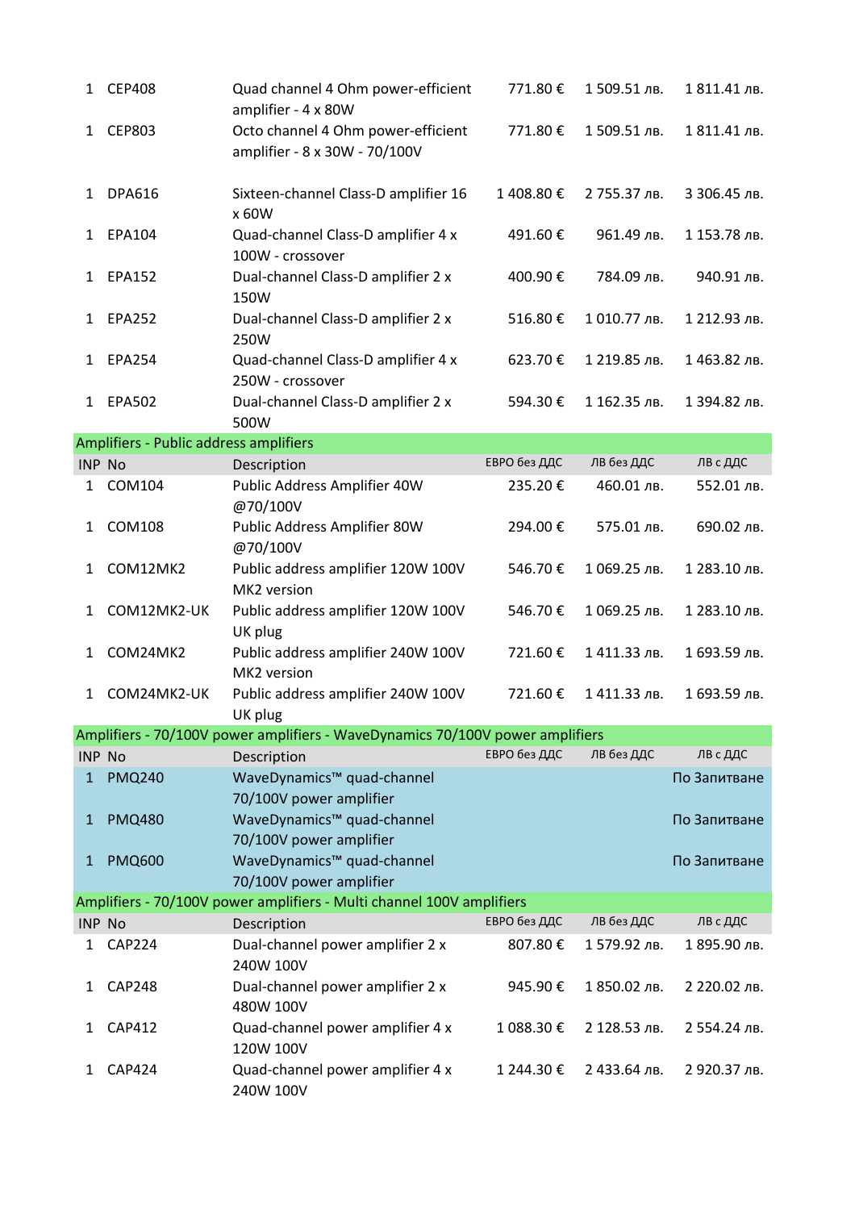| INP | No | Description | ЕВРО без ДДС | ЛВ без ДДС | ЛВ с ДДС |
|---|---|---|---|---|---|
| 1 | CEP408 | Quad channel 4 Ohm power-efficient amplifier - 4 x 80W | 771.80 € | 1 509.51 лв. | 1 811.41 лв. |
| 1 | CEP803 | Octo channel 4 Ohm power-efficient amplifier - 8 x 30W - 70/100V | 771.80 € | 1 509.51 лв. | 1 811.41 лв. |
| 1 | DPA616 | Sixteen-channel Class-D amplifier 16 x 60W | 1 408.80 € | 2 755.37 лв. | 3 306.45 лв. |
| 1 | EPA104 | Quad-channel Class-D amplifier 4 x 100W - crossover | 491.60 € | 961.49 лв. | 1 153.78 лв. |
| 1 | EPA152 | Dual-channel Class-D amplifier 2 x 150W | 400.90 € | 784.09 лв. | 940.91 лв. |
| 1 | EPA252 | Dual-channel Class-D amplifier 2 x 250W | 516.80 € | 1 010.77 лв. | 1 212.93 лв. |
| 1 | EPA254 | Quad-channel Class-D amplifier 4 x 250W - crossover | 623.70 € | 1 219.85 лв. | 1 463.82 лв. |
| 1 | EPA502 | Dual-channel Class-D amplifier 2 x 500W | 594.30 € | 1 162.35 лв. | 1 394.82 лв. |

**Amplifiers - Public address amplifiers**

| INP | No | Description | ЕВРО без ДДС | ЛВ без ДДС | ЛВ с ДДС |
|---|---|---|---|---|---|
| 1 | COM104 | Public Address Amplifier 40W @70/100V | 235.20 € | 460.01 лв. | 552.01 лв. |
| 1 | COM108 | Public Address Amplifier 80W @70/100V | 294.00 € | 575.01 лв. | 690.02 лв. |
| 1 | COM12MK2 | Public address amplifier 120W 100V MK2 version | 546.70 € | 1 069.25 лв. | 1 283.10 лв. |
| 1 | COM12MK2-UK | Public address amplifier 120W 100V UK plug | 546.70 € | 1 069.25 лв. | 1 283.10 лв. |
| 1 | COM24MK2 | Public address amplifier 240W 100V MK2 version | 721.60 € | 1 411.33 лв. | 1 693.59 лв. |
| 1 | COM24MK2-UK | Public address amplifier 240W 100V UK plug | 721.60 € | 1 411.33 лв. | 1 693.59 лв. |

**Amplifiers - 70/100V power amplifiers - WaveDynamics 70/100V power amplifiers**

| INP | No | Description | ЕВРО без ДДС | ЛВ без ДДС | ЛВ с ДДС |
|---|---|---|---|---|---|
| 1 | PMQ240 | WaveDynamics™ quad-channel 70/100V power amplifier | | | По Запитване |
| 1 | PMQ480 | WaveDynamics™ quad-channel 70/100V power amplifier | | | По Запитване |
| 1 | PMQ600 | WaveDynamics™ quad-channel 70/100V power amplifier | | | По Запитване |

**Amplifiers - 70/100V power amplifiers - Multi channel 100V amplifiers**

| INP | No | Description | ЕВРО без ДДС | ЛВ без ДДС | ЛВ с ДДС |
|---|---|---|---|---|---|
| 1 | CAP224 | Dual-channel power amplifier 2 x 240W 100V | 807.80 € | 1 579.92 лв. | 1 895.90 лв. |
| 1 | CAP248 | Dual-channel power amplifier 2 x 480W 100V | 945.90 € | 1 850.02 лв. | 2 220.02 лв. |
| 1 | CAP412 | Quad-channel power amplifier 4 x 120W 100V | 1 088.30 € | 2 128.53 лв. | 2 554.24 лв. |
| 1 | CAP424 | Quad-channel power amplifier 4 x 240W 100V | 1 244.30 € | 2 433.64 лв. | 2 920.37 лв. |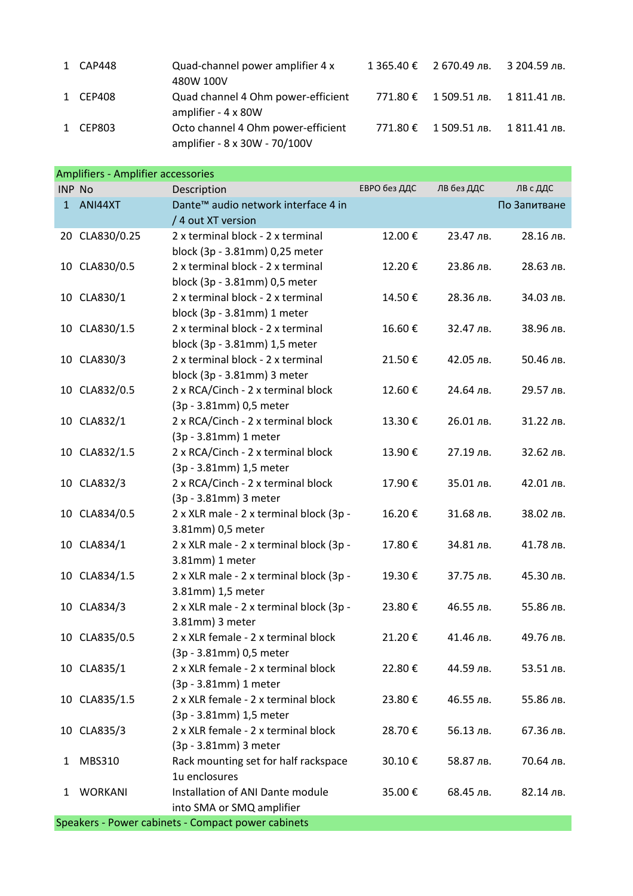| INP | No | Description | ЕВРО без ДДС | ЛВ без ДДС | ЛВ с ДДС |
|---|---|---|---|---|---|
| 1 | CAP448 | Quad-channel power amplifier 4 x 480W 100V | 1 365.40 € | 2 670.49 лв. | 3 204.59 лв. |
| 1 | CEP408 | Quad channel 4 Ohm power-efficient amplifier - 4 x 80W | 771.80 € | 1 509.51 лв. | 1 811.41 лв. |
| 1 | CEP803 | Octo channel 4 Ohm power-efficient amplifier - 8 x 30W - 70/100V | 771.80 € | 1 509.51 лв. | 1 811.41 лв. |

**Amplifiers - Amplifier accessories**

| INP | No | Description | ЕВРО без ДДС | ЛВ без ДДС | ЛВ с ДДС |
|---|---|---|---|---|---|
| 1 | ANI44XT | Dante™ audio network interface 4 in / 4 out XT version | | | По Запитване |
| 20 | CLA830/0.25 | 2 x terminal block - 2 x terminal block (3p - 3.81mm) 0,25 meter | 12.00 € | 23.47 лв. | 28.16 лв. |
| 10 | CLA830/0.5 | 2 x terminal block - 2 x terminal block (3p - 3.81mm) 0,5 meter | 12.20 € | 23.86 лв. | 28.63 лв. |
| 10 | CLA830/1 | 2 x terminal block - 2 x terminal block (3p - 3.81mm) 1 meter | 14.50 € | 28.36 лв. | 34.03 лв. |
| 10 | CLA830/1.5 | 2 x terminal block - 2 x terminal block (3p - 3.81mm) 1,5 meter | 16.60 € | 32.47 лв. | 38.96 лв. |
| 10 | CLA830/3 | 2 x terminal block - 2 x terminal block (3p - 3.81mm) 3 meter | 21.50 € | 42.05 лв. | 50.46 лв. |
| 10 | CLA832/0.5 | 2 x RCA/Cinch - 2 x terminal block (3p - 3.81mm) 0,5 meter | 12.60 € | 24.64 лв. | 29.57 лв. |
| 10 | CLA832/1 | 2 x RCA/Cinch - 2 x terminal block (3p - 3.81mm) 1 meter | 13.30 € | 26.01 лв. | 31.22 лв. |
| 10 | CLA832/1.5 | 2 x RCA/Cinch - 2 x terminal block (3p - 3.81mm) 1,5 meter | 13.90 € | 27.19 лв. | 32.62 лв. |
| 10 | CLA832/3 | 2 x RCA/Cinch - 2 x terminal block (3p - 3.81mm) 3 meter | 17.90 € | 35.01 лв. | 42.01 лв. |
| 10 | CLA834/0.5 | 2 x XLR male - 2 x terminal block (3p - 3.81mm) 0,5 meter | 16.20 € | 31.68 лв. | 38.02 лв. |
| 10 | CLA834/1 | 2 x XLR male - 2 x terminal block (3p - 3.81mm) 1 meter | 17.80 € | 34.81 лв. | 41.78 лв. |
| 10 | CLA834/1.5 | 2 x XLR male - 2 x terminal block (3p - 3.81mm) 1,5 meter | 19.30 € | 37.75 лв. | 45.30 лв. |
| 10 | CLA834/3 | 2 x XLR male - 2 x terminal block (3p - 3.81mm) 3 meter | 23.80 € | 46.55 лв. | 55.86 лв. |
| 10 | CLA835/0.5 | 2 x XLR female - 2 x terminal block (3p - 3.81mm) 0,5 meter | 21.20 € | 41.46 лв. | 49.76 лв. |
| 10 | CLA835/1 | 2 x XLR female - 2 x terminal block (3p - 3.81mm) 1 meter | 22.80 € | 44.59 лв. | 53.51 лв. |
| 10 | CLA835/1.5 | 2 x XLR female - 2 x terminal block (3p - 3.81mm) 1,5 meter | 23.80 € | 46.55 лв. | 55.86 лв. |
| 10 | CLA835/3 | 2 x XLR female - 2 x terminal block (3p - 3.81mm) 3 meter | 28.70 € | 56.13 лв. | 67.36 лв. |
| 1 | MBS310 | Rack mounting set for half rackspace 1u enclosures | 30.10 € | 58.87 лв. | 70.64 лв. |
| 1 | WORKANI | Installation of ANI Dante module into SMA or SMQ amplifier | 35.00 € | 68.45 лв. | 82.14 лв. |

**Speakers - Power cabinets - Compact power cabinets**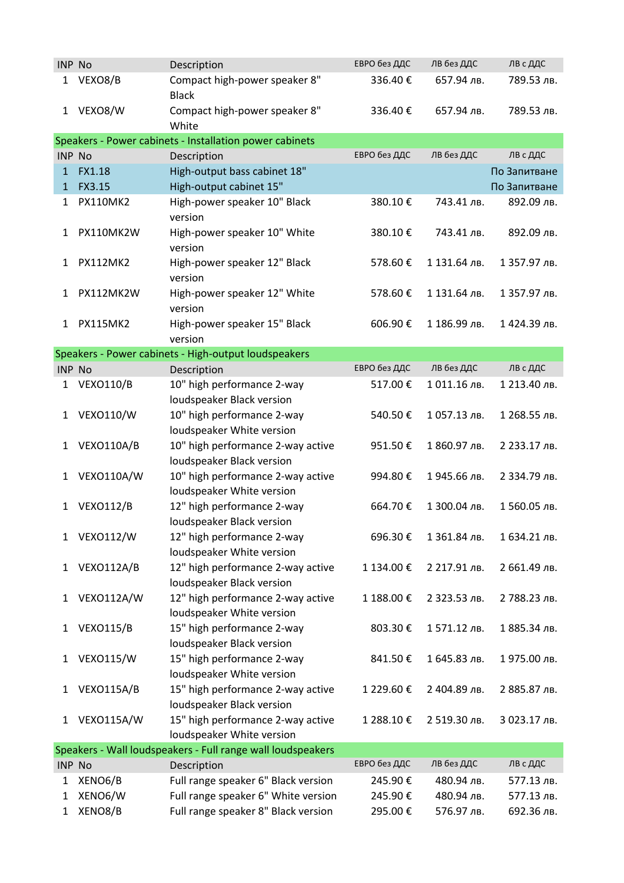| INP | No | Description | ЕВРО без ДДС | ЛВ без ДДС | ЛВ с ДДС |
|---|---|---|---|---|---|
| 1 | VEXO8/B | Compact high-power speaker 8" Black | 336.40 € | 657.94 лв. | 789.53 лв. |
| 1 | VEXO8/W | Compact high-power speaker 8" White | 336.40 € | 657.94 лв. | 789.53 лв. |

## Speakers - Power cabinets - Installation power cabinets

| INP | No | Description | ЕВРО без ДДС | ЛВ без ДДС | ЛВ с ДДС |
|---|---|---|---|---|---|
| 1 | FX1.18 | High-output bass cabinet 18" | | | По Запитване |
| 1 | FX3.15 | High-output cabinet 15" | | | По Запитване |
| 1 | PX110MK2 | High-power speaker 10" Black version | 380.10 € | 743.41 лв. | 892.09 лв. |
| 1 | PX110MK2W | High-power speaker 10" White version | 380.10 € | 743.41 лв. | 892.09 лв. |
| 1 | PX112MK2 | High-power speaker 12" Black version | 578.60 € | 1 131.64 лв. | 1 357.97 лв. |
| 1 | PX112MK2W | High-power speaker 12" White version | 578.60 € | 1 131.64 лв. | 1 357.97 лв. |
| 1 | PX115MK2 | High-power speaker 15" Black version | 606.90 € | 1 186.99 лв. | 1 424.39 лв. |

## Speakers - Power cabinets - High-output loudspeakers

| INP | No | Description | ЕВРО без ДДС | ЛВ без ДДС | ЛВ с ДДС |
|---|---|---|---|---|---|
| 1 | VEXO110/B | 10" high performance 2-way loudspeaker Black version | 517.00 € | 1 011.16 лв. | 1 213.40 лв. |
| 1 | VEXO110/W | 10" high performance 2-way loudspeaker White version | 540.50 € | 1 057.13 лв. | 1 268.55 лв. |
| 1 | VEXO110A/B | 10" high performance 2-way active loudspeaker Black version | 951.50 € | 1 860.97 лв. | 2 233.17 лв. |
| 1 | VEXO110A/W | 10" high performance 2-way active loudspeaker White version | 994.80 € | 1 945.66 лв. | 2 334.79 лв. |
| 1 | VEXO112/B | 12" high performance 2-way loudspeaker Black version | 664.70 € | 1 300.04 лв. | 1 560.05 лв. |
| 1 | VEXO112/W | 12" high performance 2-way loudspeaker White version | 696.30 € | 1 361.84 лв. | 1 634.21 лв. |
| 1 | VEXO112A/B | 12" high performance 2-way active loudspeaker Black version | 1 134.00 € | 2 217.91 лв. | 2 661.49 лв. |
| 1 | VEXO112A/W | 12" high performance 2-way active loudspeaker White version | 1 188.00 € | 2 323.53 лв. | 2 788.23 лв. |
| 1 | VEXO115/B | 15" high performance 2-way loudspeaker Black version | 803.30 € | 1 571.12 лв. | 1 885.34 лв. |
| 1 | VEXO115/W | 15" high performance 2-way loudspeaker White version | 841.50 € | 1 645.83 лв. | 1 975.00 лв. |
| 1 | VEXO115A/B | 15" high performance 2-way active loudspeaker Black version | 1 229.60 € | 2 404.89 лв. | 2 885.87 лв. |
| 1 | VEXO115A/W | 15" high performance 2-way active loudspeaker White version | 1 288.10 € | 2 519.30 лв. | 3 023.17 лв. |

## Speakers - Wall loudspeakers - Full range wall loudspeakers

| INP | No | Description | ЕВРО без ДДС | ЛВ без ДДС | ЛВ с ДДС |
|---|---|---|---|---|---|
| 1 | XENO6/B | Full range speaker 6" Black version | 245.90 € | 480.94 лв. | 577.13 лв. |
| 1 | XENO6/W | Full range speaker 6" White version | 245.90 € | 480.94 лв. | 577.13 лв. |
| 1 | XENO8/B | Full range speaker 8" Black version | 295.00 € | 576.97 лв. | 692.36 лв. |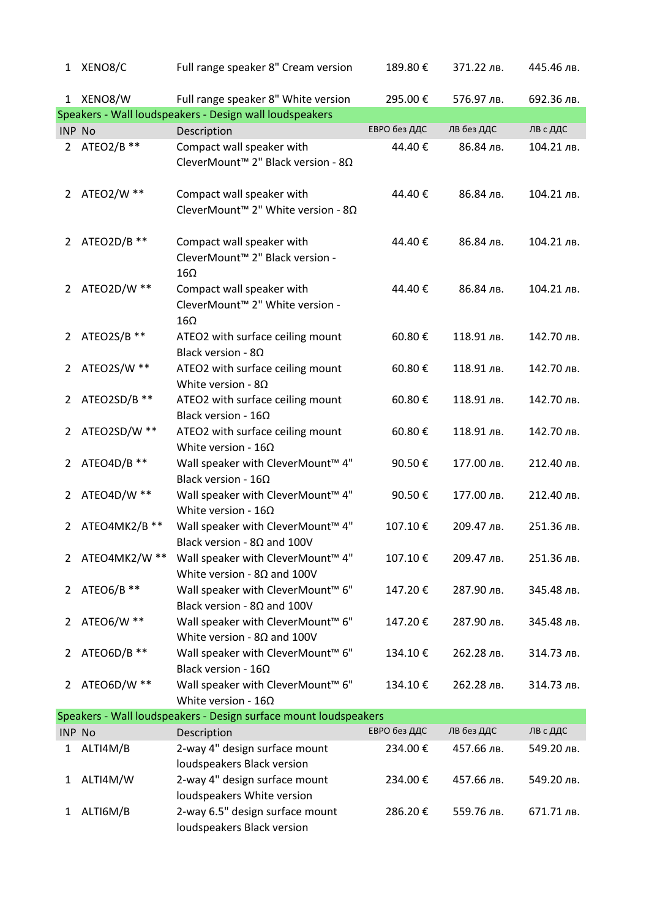| INP | No | Description | ЕВРО без ДДС | ЛВ без ДДС | ЛВ с ДДС |
|---|---|---|---|---|---|
| 1 | XENO8/C | Full range speaker 8" Cream version | 189.80 € | 371.22 лв. | 445.46 лв. |
| 1 | XENO8/W | Full range speaker 8" White version | 295.00 € | 576.97 лв. | 692.36 лв. |

## Speakers - Wall loudspeakers - Design wall loudspeakers

| INP | No | Description | ЕВРО без ДДС | ЛВ без ДДС | ЛВ с ДДС |
|---|---|---|---|---|---|
| 2 | ATEO2/B ** | Compact wall speaker with CleverMount™ 2" Black version - 8Ω | 44.40 € | 86.84 лв. | 104.21 лв. |
| 2 | ATEO2/W ** | Compact wall speaker with CleverMount™ 2" White version - 8Ω | 44.40 € | 86.84 лв. | 104.21 лв. |
| 2 | ATEO2D/B ** | Compact wall speaker with CleverMount™ 2" Black version - 16Ω | 44.40 € | 86.84 лв. | 104.21 лв. |
| 2 | ATEO2D/W ** | Compact wall speaker with CleverMount™ 2" White version - 16Ω | 44.40 € | 86.84 лв. | 104.21 лв. |
| 2 | ATEO2S/B ** | ATEO2 with surface ceiling mount Black version - 8Ω | 60.80 € | 118.91 лв. | 142.70 лв. |
| 2 | ATEO2S/W ** | ATEO2 with surface ceiling mount White version - 8Ω | 60.80 € | 118.91 лв. | 142.70 лв. |
| 2 | ATEO2SD/B ** | ATEO2 with surface ceiling mount Black version - 16Ω | 60.80 € | 118.91 лв. | 142.70 лв. |
| 2 | ATEO2SD/W ** | ATEO2 with surface ceiling mount White version - 16Ω | 60.80 € | 118.91 лв. | 142.70 лв. |
| 2 | ATEO4D/B ** | Wall speaker with CleverMount™ 4" Black version - 16Ω | 90.50 € | 177.00 лв. | 212.40 лв. |
| 2 | ATEO4D/W ** | Wall speaker with CleverMount™ 4" White version - 16Ω | 90.50 € | 177.00 лв. | 212.40 лв. |
| 2 | ATEO4MK2/B ** | Wall speaker with CleverMount™ 4" Black version - 8Ω and 100V | 107.10 € | 209.47 лв. | 251.36 лв. |
| 2 | ATEO4MK2/W ** | Wall speaker with CleverMount™ 4" White version - 8Ω and 100V | 107.10 € | 209.47 лв. | 251.36 лв. |
| 2 | ATEO6/B ** | Wall speaker with CleverMount™ 6" Black version - 8Ω and 100V | 147.20 € | 287.90 лв. | 345.48 лв. |
| 2 | ATEO6/W ** | Wall speaker with CleverMount™ 6" White version - 8Ω and 100V | 147.20 € | 287.90 лв. | 345.48 лв. |
| 2 | ATEO6D/B ** | Wall speaker with CleverMount™ 6" Black version - 16Ω | 134.10 € | 262.28 лв. | 314.73 лв. |
| 2 | ATEO6D/W ** | Wall speaker with CleverMount™ 6" White version - 16Ω | 134.10 € | 262.28 лв. | 314.73 лв. |

## Speakers - Wall loudspeakers - Design surface mount loudspeakers

| INP | No | Description | ЕВРО без ДДС | ЛВ без ДДС | ЛВ с ДДС |
|---|---|---|---|---|---|
| 1 | ALTI4M/B | 2-way 4" design surface mount loudspeakers Black version | 234.00 € | 457.66 лв. | 549.20 лв. |
| 1 | ALTI4M/W | 2-way 4" design surface mount loudspeakers White version | 234.00 € | 457.66 лв. | 549.20 лв. |
| 1 | ALTI6M/B | 2-way 6.5" design surface mount loudspeakers Black version | 286.20 € | 559.76 лв. | 671.71 лв. |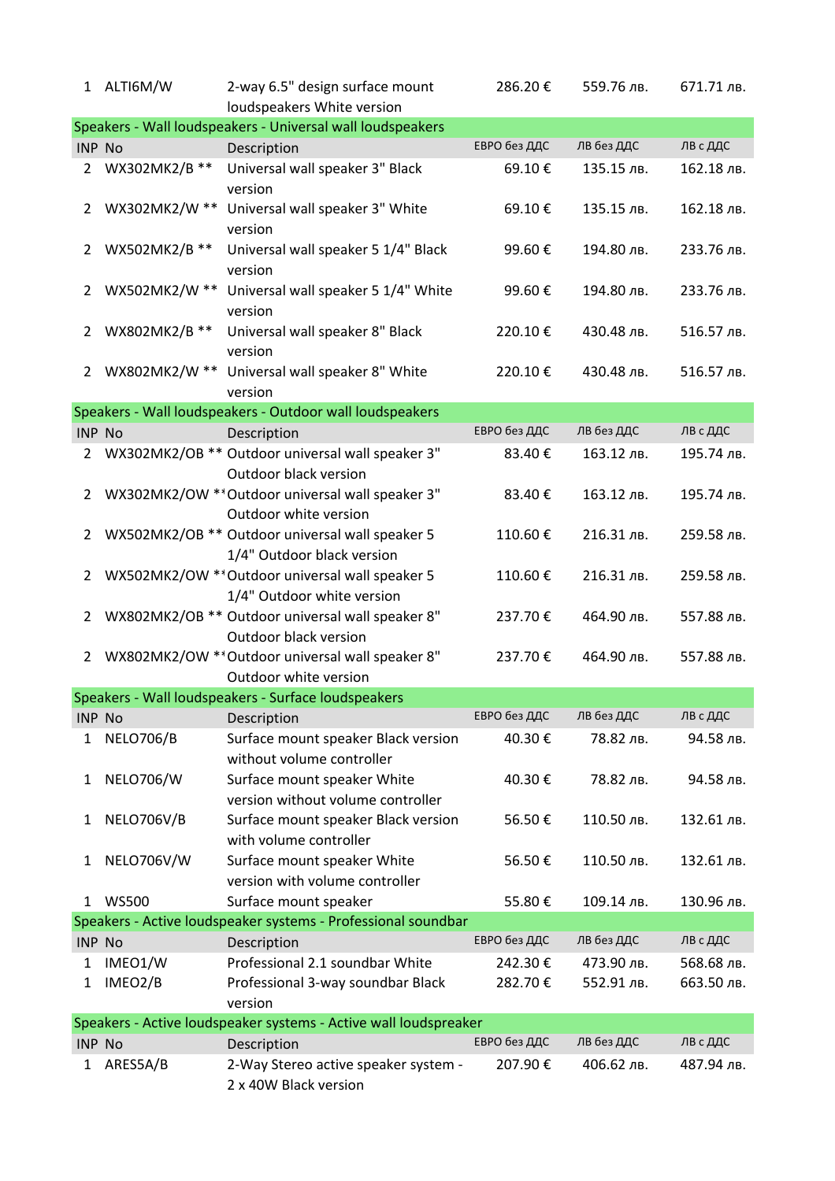| 1 | ALTI6M/W | 2-way 6.5" design surface mount loudspeakers White version | 286.20 € | 559.76 лв. | 671.71 лв. |
|---|---|---|---|---|---|

## Speakers - Wall loudspeakers - Universal wall loudspeakers

| INP | No | Description | ЕВРО без ДДС | ЛВ без ДДС | ЛВ с ДДС |
|---|---|---|---|---|---|
| 2 | WX302MK2/B ** | Universal wall speaker 3" Black version | 69.10 € | 135.15 лв. | 162.18 лв. |
| 2 | WX302MK2/W ** | Universal wall speaker 3" White version | 69.10 € | 135.15 лв. | 162.18 лв. |
| 2 | WX502MK2/B ** | Universal wall speaker 5 1/4" Black version | 99.60 € | 194.80 лв. | 233.76 лв. |
| 2 | WX502MK2/W ** | Universal wall speaker 5 1/4" White version | 99.60 € | 194.80 лв. | 233.76 лв. |
| 2 | WX802MK2/B ** | Universal wall speaker 8" Black version | 220.10 € | 430.48 лв. | 516.57 лв. |
| 2 | WX802MK2/W ** | Universal wall speaker 8" White version | 220.10 € | 430.48 лв. | 516.57 лв. |

## Speakers - Wall loudspeakers - Outdoor wall loudspeakers

| INP | No | Description | ЕВРО без ДДС | ЛВ без ДДС | ЛВ с ДДС |
|---|---|---|---|---|---|
| 2 | WX302MK2/OB ** | Outdoor universal wall speaker 3" Outdoor black version | 83.40 € | 163.12 лв. | 195.74 лв. |
| 2 | WX302MK2/OW ** | Outdoor universal wall speaker 3" Outdoor white version | 83.40 € | 163.12 лв. | 195.74 лв. |
| 2 | WX502MK2/OB ** | Outdoor universal wall speaker 5 1/4" Outdoor black version | 110.60 € | 216.31 лв. | 259.58 лв. |
| 2 | WX502MK2/OW ** | Outdoor universal wall speaker 5 1/4" Outdoor white version | 110.60 € | 216.31 лв. | 259.58 лв. |
| 2 | WX802MK2/OB ** | Outdoor universal wall speaker 8" Outdoor black version | 237.70 € | 464.90 лв. | 557.88 лв. |
| 2 | WX802MK2/OW ** | Outdoor universal wall speaker 8" Outdoor white version | 237.70 € | 464.90 лв. | 557.88 лв. |

## Speakers - Wall loudspeakers - Surface loudspeakers

| INP | No | Description | ЕВРО без ДДС | ЛВ без ДДС | ЛВ с ДДС |
|---|---|---|---|---|---|
| 1 | NELO706/B | Surface mount speaker Black version without volume controller | 40.30 € | 78.82 лв. | 94.58 лв. |
| 1 | NELO706/W | Surface mount speaker White version without volume controller | 40.30 € | 78.82 лв. | 94.58 лв. |
| 1 | NELO706V/B | Surface mount speaker Black version with volume controller | 56.50 € | 110.50 лв. | 132.61 лв. |
| 1 | NELO706V/W | Surface mount speaker White version with volume controller | 56.50 € | 110.50 лв. | 132.61 лв. |
| 1 | WS500 | Surface mount speaker | 55.80 € | 109.14 лв. | 130.96 лв. |

## Speakers - Active loudspeaker systems - Professional soundbar

| INP | No | Description | ЕВРО без ДДС | ЛВ без ДДС | ЛВ с ДДС |
|---|---|---|---|---|---|
| 1 | IMEO1/W | Professional 2.1 soundbar White | 242.30 € | 473.90 лв. | 568.68 лв. |
| 1 | IMEO2/B | Professional 3-way soundbar Black version | 282.70 € | 552.91 лв. | 663.50 лв. |

## Speakers - Active loudspeaker systems - Active wall loudspreaker

| INP | No | Description | ЕВРО без ДДС | ЛВ без ДДС | ЛВ с ДДС |
|---|---|---|---|---|---|
| 1 | ARES5A/B | 2-Way Stereo active speaker system - 2 x 40W Black version | 207.90 € | 406.62 лв. | 487.94 лв. |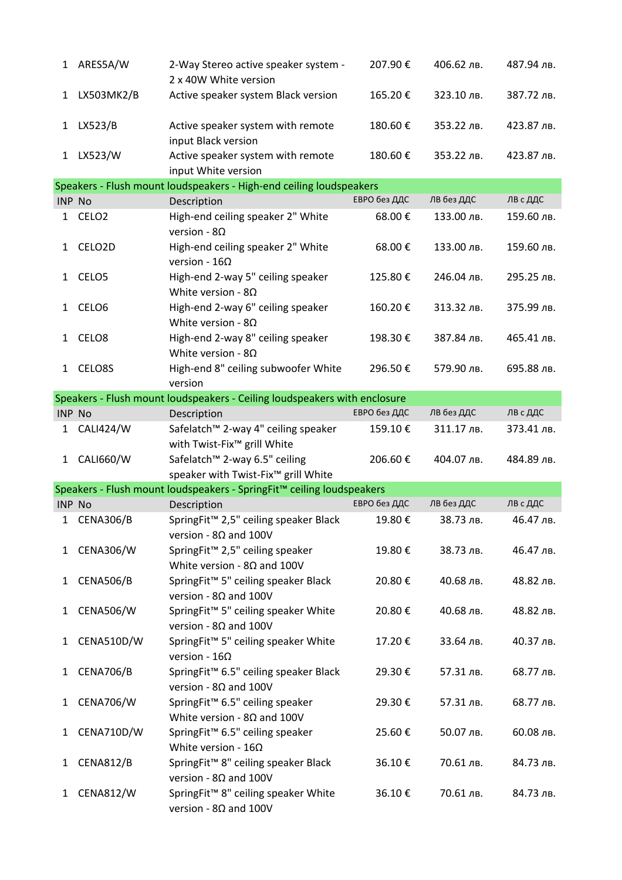| INP | No | Description | ЕВРО без ДДС | ЛВ без ДДС | ЛВ с ДДС |
|---|---|---|---|---|---|
| 1 | ARES5A/W | 2-Way Stereo active speaker system - 2 x 40W White version | 207.90 € | 406.62 лв. | 487.94 лв. |
| 1 | LX503MK2/B | Active speaker system Black version | 165.20 € | 323.10 лв. | 387.72 лв. |
| 1 | LX523/B | Active speaker system with remote input Black version | 180.60 € | 353.22 лв. | 423.87 лв. |
| 1 | LX523/W | Active speaker system with remote input White version | 180.60 € | 353.22 лв. | 423.87 лв. |
| **Speakers - Flush mount loudspeakers - High-end ceiling loudspeakers** | | | | | |
| INP | No | Description | ЕВРО без ДДС | ЛВ без ДДС | ЛВ с ДДС |
| 1 | CELO2 | High-end ceiling speaker 2" White version - 8Ω | 68.00 € | 133.00 лв. | 159.60 лв. |
| 1 | CELO2D | High-end ceiling speaker 2" White version - 16Ω | 68.00 € | 133.00 лв. | 159.60 лв. |
| 1 | CELO5 | High-end 2-way 5" ceiling speaker White version - 8Ω | 125.80 € | 246.04 лв. | 295.25 лв. |
| 1 | CELO6 | High-end 2-way 6" ceiling speaker White version - 8Ω | 160.20 € | 313.32 лв. | 375.99 лв. |
| 1 | CELO8 | High-end 2-way 8" ceiling speaker White version - 8Ω | 198.30 € | 387.84 лв. | 465.41 лв. |
| 1 | CELO8S | High-end 8" ceiling subwoofer White version | 296.50 € | 579.90 лв. | 695.88 лв. |
| **Speakers - Flush mount loudspeakers - Ceiling loudspeakers with enclosure** | | | | | |
| INP | No | Description | ЕВРО без ДДС | ЛВ без ДДС | ЛВ с ДДС |
| 1 | CALI424/W | Safelatch™ 2-way 4" ceiling speaker with Twist-Fix™ grill White | 159.10 € | 311.17 лв. | 373.41 лв. |
| 1 | CALI660/W | Safelatch™ 2-way 6.5" ceiling speaker with Twist-Fix™ grill White | 206.60 € | 404.07 лв. | 484.89 лв. |
| **Speakers - Flush mount loudspeakers - SpringFit™ ceiling loudspeakers** | | | | | |
| INP | No | Description | ЕВРО без ДДС | ЛВ без ДДС | ЛВ с ДДС |
| 1 | CENA306/B | SpringFit™ 2,5" ceiling speaker Black version - 8Ω and 100V | 19.80 € | 38.73 лв. | 46.47 лв. |
| 1 | CENA306/W | SpringFit™ 2,5" ceiling speaker White version - 8Ω and 100V | 19.80 € | 38.73 лв. | 46.47 лв. |
| 1 | CENA506/B | SpringFit™ 5" ceiling speaker Black version - 8Ω and 100V | 20.80 € | 40.68 лв. | 48.82 лв. |
| 1 | CENA506/W | SpringFit™ 5" ceiling speaker White version - 8Ω and 100V | 20.80 € | 40.68 лв. | 48.82 лв. |
| 1 | CENA510D/W | SpringFit™ 5" ceiling speaker White version - 16Ω | 17.20 € | 33.64 лв. | 40.37 лв. |
| 1 | CENA706/B | SpringFit™ 6.5" ceiling speaker Black version - 8Ω and 100V | 29.30 € | 57.31 лв. | 68.77 лв. |
| 1 | CENA706/W | SpringFit™ 6.5" ceiling speaker White version - 8Ω and 100V | 29.30 € | 57.31 лв. | 68.77 лв. |
| 1 | CENA710D/W | SpringFit™ 6.5" ceiling speaker White version - 16Ω | 25.60 € | 50.07 лв. | 60.08 лв. |
| 1 | CENA812/B | SpringFit™ 8" ceiling speaker Black version - 8Ω and 100V | 36.10 € | 70.61 лв. | 84.73 лв. |
| 1 | CENA812/W | SpringFit™ 8" ceiling speaker White version - 8Ω and 100V | 36.10 € | 70.61 лв. | 84.73 лв. |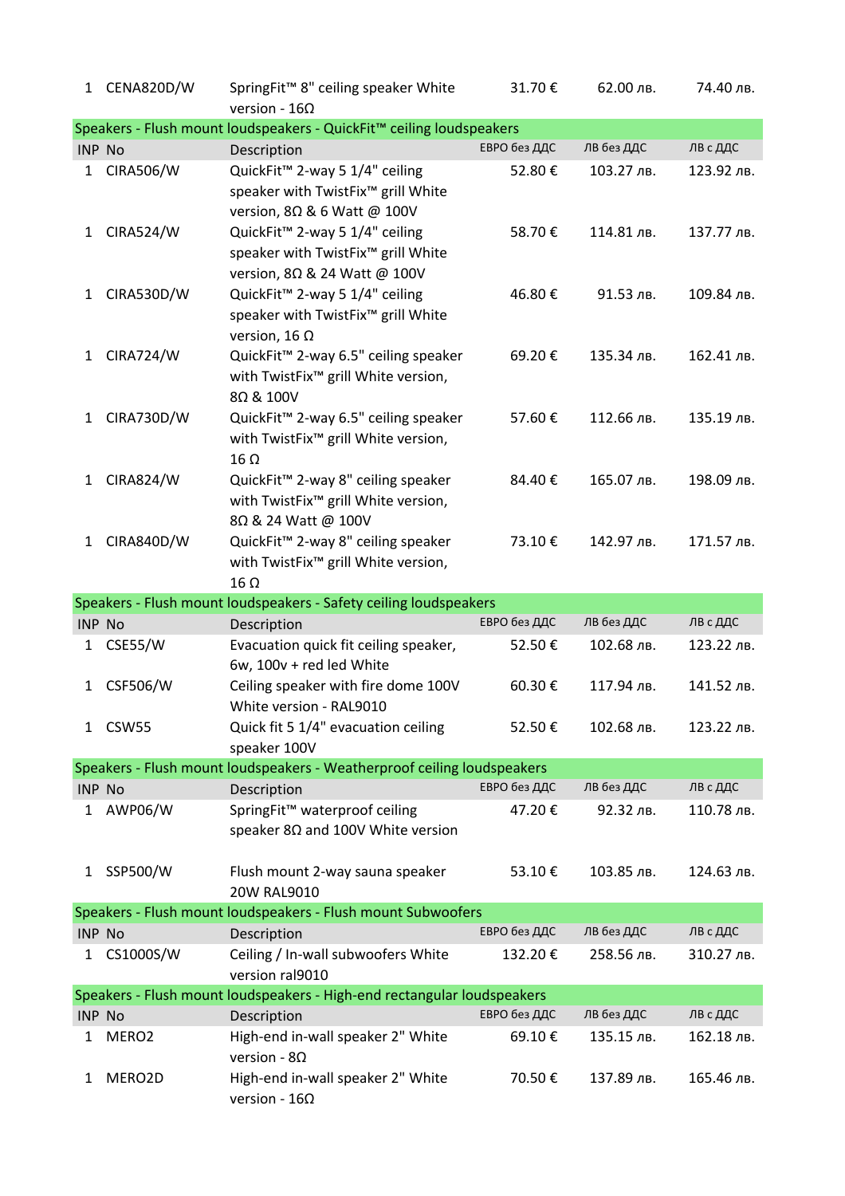| | | | | | |
|---|---|---|---|---|---|
| 1 | CENA820D/W | SpringFit™ 8" ceiling speaker White version - 16Ω | 31.70 € | 62.00 лв. | 74.40 лв. |

**Speakers - Flush mount loudspeakers - QuickFit™ ceiling loudspeakers**

| INP | No | Description | ЕВРО без ДДС | ЛВ без ДДС | ЛВ с ДДС |
|---|---|---|---|---|---|
| 1 | CIRA506/W | QuickFit™ 2-way 5 1/4" ceiling speaker with TwistFix™ grill White version, 8Ω & 6 Watt @ 100V | 52.80 € | 103.27 лв. | 123.92 лв. |
| 1 | CIRA524/W | QuickFit™ 2-way 5 1/4" ceiling speaker with TwistFix™ grill White version, 8Ω & 24 Watt @ 100V | 58.70 € | 114.81 лв. | 137.77 лв. |
| 1 | CIRA530D/W | QuickFit™ 2-way 5 1/4" ceiling speaker with TwistFix™ grill White version, 16 Ω | 46.80 € | 91.53 лв. | 109.84 лв. |
| 1 | CIRA724/W | QuickFit™ 2-way 6.5" ceiling speaker with TwistFix™ grill White version, 8Ω & 100V | 69.20 € | 135.34 лв. | 162.41 лв. |
| 1 | CIRA730D/W | QuickFit™ 2-way 6.5" ceiling speaker with TwistFix™ grill White version, 16 Ω | 57.60 € | 112.66 лв. | 135.19 лв. |
| 1 | CIRA824/W | QuickFit™ 2-way 8" ceiling speaker with TwistFix™ grill White version, 8Ω & 24 Watt @ 100V | 84.40 € | 165.07 лв. | 198.09 лв. |
| 1 | CIRA840D/W | QuickFit™ 2-way 8" ceiling speaker with TwistFix™ grill White version, 16 Ω | 73.10 € | 142.97 лв. | 171.57 лв. |

**Speakers - Flush mount loudspeakers - Safety ceiling loudspeakers**

| INP | No | Description | ЕВРО без ДДС | ЛВ без ДДС | ЛВ с ДДС |
|---|---|---|---|---|---|
| 1 | CSE55/W | Evacuation quick fit ceiling speaker, 6w, 100v + red led White | 52.50 € | 102.68 лв. | 123.22 лв. |
| 1 | CSF506/W | Ceiling speaker with fire dome 100V White version - RAL9010 | 60.30 € | 117.94 лв. | 141.52 лв. |
| 1 | CSW55 | Quick fit 5 1/4" evacuation ceiling speaker 100V | 52.50 € | 102.68 лв. | 123.22 лв. |

**Speakers - Flush mount loudspeakers - Weatherproof ceiling loudspeakers**

| INP | No | Description | ЕВРО без ДДС | ЛВ без ДДС | ЛВ с ДДС |
|---|---|---|---|---|---|
| 1 | AWP06/W | SpringFit™ waterproof ceiling speaker 8Ω and 100V White version | 47.20 € | 92.32 лв. | 110.78 лв. |
| 1 | SSP500/W | Flush mount 2-way sauna speaker 20W RAL9010 | 53.10 € | 103.85 лв. | 124.63 лв. |

**Speakers - Flush mount loudspeakers - Flush mount Subwoofers**

| INP | No | Description | ЕВРО без ДДС | ЛВ без ДДС | ЛВ с ДДС |
|---|---|---|---|---|---|
| 1 | CS1000S/W | Ceiling / In-wall subwoofers White version ral9010 | 132.20 € | 258.56 лв. | 310.27 лв. |

**Speakers - Flush mount loudspeakers - High-end rectangular loudspeakers**

| INP | No | Description | ЕВРО без ДДС | ЛВ без ДДС | ЛВ с ДДС |
|---|---|---|---|---|---|
| 1 | MERO2 | High-end in-wall speaker 2" White version - 8Ω | 69.10 € | 135.15 лв. | 162.18 лв. |
| 1 | MERO2D | High-end in-wall speaker 2" White version - 16Ω | 70.50 € | 137.89 лв. | 165.46 лв. |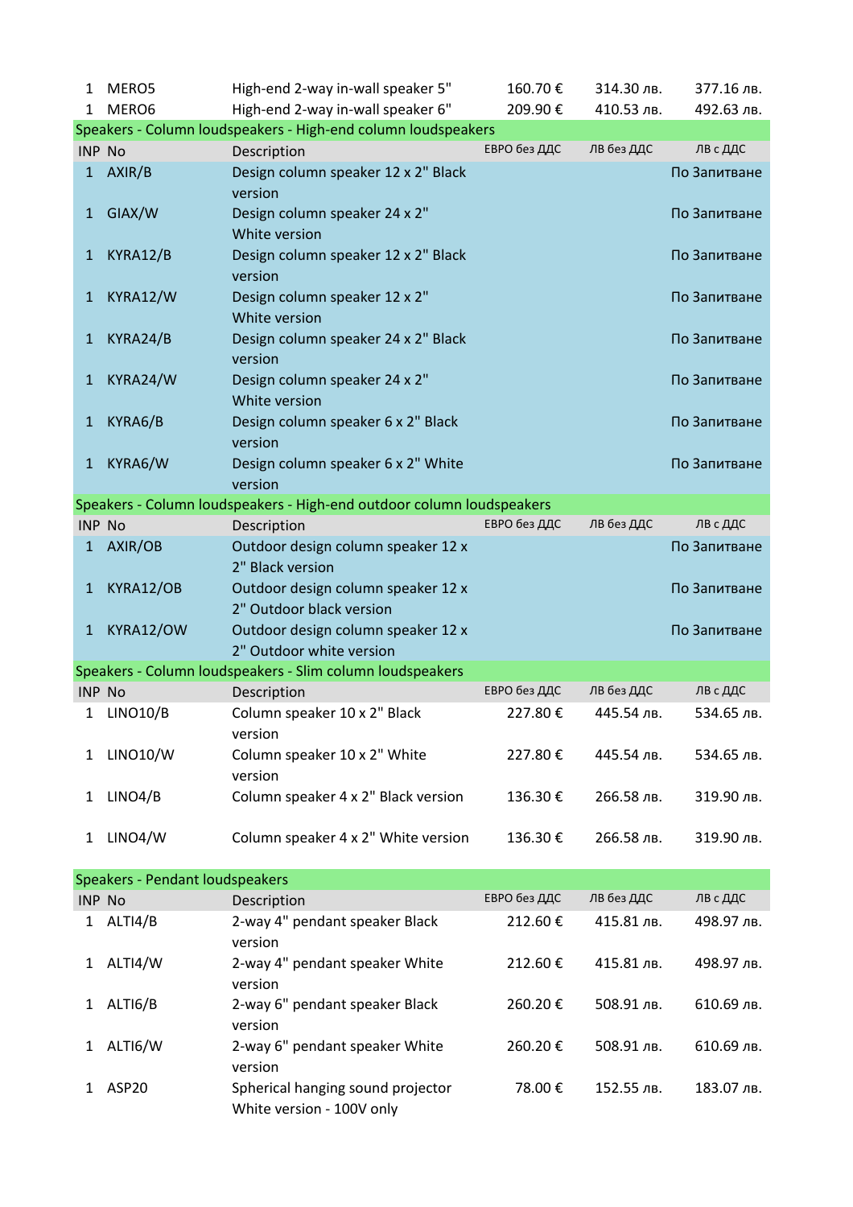| INP | No | Description | ЕВРО без ДДС | ЛВ без ДДС | ЛВ с ДДС |
|---|---|---|---|---|---|
| 1 | MERO5 | High-end 2-way in-wall speaker 5" | 160.70 € | 314.30 лв. | 377.16 лв. |
| 1 | MERO6 | High-end 2-way in-wall speaker 6" | 209.90 € | 410.53 лв. | 492.63 лв. |

## Speakers - Column loudspeakers - High-end column loudspeakers

| INP | No | Description | ЕВРО без ДДС | ЛВ без ДДС | ЛВ с ДДС |
|---|---|---|---|---|---|
| 1 | AXIR/B | Design column speaker 12 x 2" Black version | | | По Запитване |
| 1 | GIAX/W | Design column speaker 24 x 2" White version | | | По Запитване |
| 1 | KYRA12/B | Design column speaker 12 x 2" Black version | | | По Запитване |
| 1 | KYRA12/W | Design column speaker 12 x 2" White version | | | По Запитване |
| 1 | KYRA24/B | Design column speaker 24 x 2" Black version | | | По Запитване |
| 1 | KYRA24/W | Design column speaker 24 x 2" White version | | | По Запитване |
| 1 | KYRA6/B | Design column speaker 6 x 2" Black version | | | По Запитване |
| 1 | KYRA6/W | Design column speaker 6 x 2" White version | | | По Запитване |

## Speakers - Column loudspeakers - High-end outdoor column loudspeakers

| INP | No | Description | ЕВРО без ДДС | ЛВ без ДДС | ЛВ с ДДС |
|---|---|---|---|---|---|
| 1 | AXIR/OB | Outdoor design column speaker 12 x 2" Black version | | | По Запитване |
| 1 | KYRA12/OB | Outdoor design column speaker 12 x 2" Outdoor black version | | | По Запитване |
| 1 | KYRA12/OW | Outdoor design column speaker 12 x 2" Outdoor white version | | | По Запитване |

## Speakers - Column loudspeakers - Slim column loudspeakers

| INP | No | Description | ЕВРО без ДДС | ЛВ без ДДС | ЛВ с ДДС |
|---|---|---|---|---|---|
| 1 | LINO10/B | Column speaker 10 x 2" Black version | 227.80 € | 445.54 лв. | 534.65 лв. |
| 1 | LINO10/W | Column speaker 10 x 2" White version | 227.80 € | 445.54 лв. | 534.65 лв. |
| 1 | LINO4/B | Column speaker 4 x 2" Black version | 136.30 € | 266.58 лв. | 319.90 лв. |
| 1 | LINO4/W | Column speaker 4 x 2" White version | 136.30 € | 266.58 лв. | 319.90 лв. |

## Speakers - Pendant loudspeakers

| INP | No | Description | ЕВРО без ДДС | ЛВ без ДДС | ЛВ с ДДС |
|---|---|---|---|---|---|
| 1 | ALTI4/B | 2-way 4" pendant speaker Black version | 212.60 € | 415.81 лв. | 498.97 лв. |
| 1 | ALTI4/W | 2-way 4" pendant speaker White version | 212.60 € | 415.81 лв. | 498.97 лв. |
| 1 | ALTI6/B | 2-way 6" pendant speaker Black version | 260.20 € | 508.91 лв. | 610.69 лв. |
| 1 | ALTI6/W | 2-way 6" pendant speaker White version | 260.20 € | 508.91 лв. | 610.69 лв. |
| 1 | ASP20 | Spherical hanging sound projector White version - 100V only | 78.00 € | 152.55 лв. | 183.07 лв. |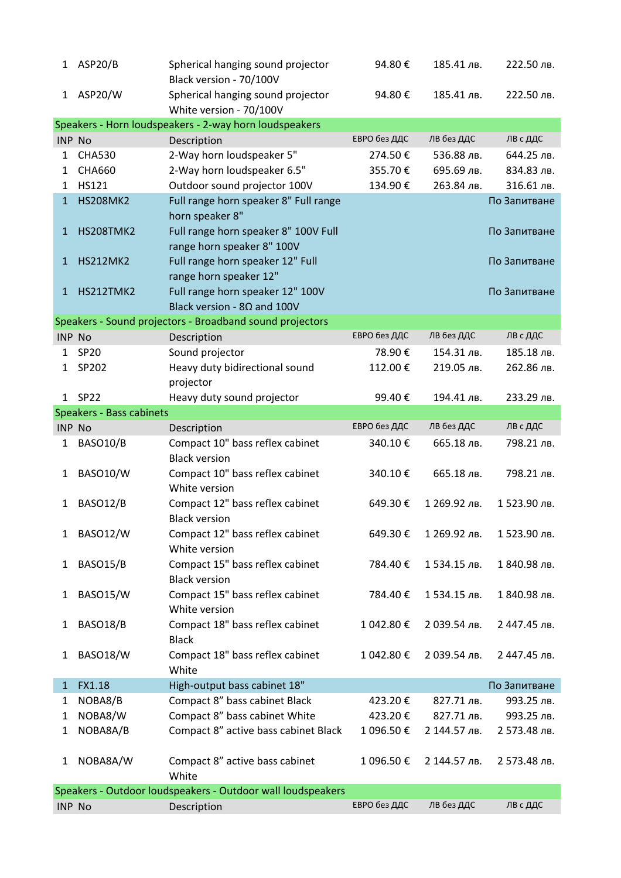| INP | No | Description | ЕВРО без ДДС | ЛВ без ДДС | ЛВ с ДДС |
|---|---|---|---|---|---|
| 1 | ASP20/B | Spherical hanging sound projector Black version - 70/100V | 94.80 € | 185.41 лв. | 222.50 лв. |
| 1 | ASP20/W | Spherical hanging sound projector White version - 70/100V | 94.80 € | 185.41 лв. | 222.50 лв. |

## Speakers - Horn loudspeakers - 2-way horn loudspeakers

| INP | No | Description | ЕВРО без ДДС | ЛВ без ДДС | ЛВ с ДДС |
|---|---|---|---|---|---|
| 1 | CHA530 | 2-Way horn loudspeaker 5" | 274.50 € | 536.88 лв. | 644.25 лв. |
| 1 | CHA660 | 2-Way horn loudspeaker 6.5" | 355.70 € | 695.69 лв. | 834.83 лв. |
| 1 | HS121 | Outdoor sound projector 100V | 134.90 € | 263.84 лв. | 316.61 лв. |
| 1 | HS208MK2 | Full range horn speaker 8" Full range horn speaker 8" | | | По Запитване |
| 1 | HS208TMK2 | Full range horn speaker 8" 100V Full range horn speaker 8" 100V | | | По Запитване |
| 1 | HS212MK2 | Full range horn speaker 12" Full range horn speaker 12" | | | По Запитване |
| 1 | HS212TMK2 | Full range horn speaker 12" 100V Black version - 8Ω and 100V | | | По Запитване |

## Speakers - Sound projectors - Broadband sound projectors

| INP | No | Description | ЕВРО без ДДС | ЛВ без ДДС | ЛВ с ДДС |
|---|---|---|---|---|---|
| 1 | SP20 | Sound projector | 78.90 € | 154.31 лв. | 185.18 лв. |
| 1 | SP202 | Heavy duty bidirectional sound projector | 112.00 € | 219.05 лв. | 262.86 лв. |
| 1 | SP22 | Heavy duty sound projector | 99.40 € | 194.41 лв. | 233.29 лв. |

## Speakers - Bass cabinets

| INP | No | Description | ЕВРО без ДДС | ЛВ без ДДС | ЛВ с ДДС |
|---|---|---|---|---|---|
| 1 | BASO10/B | Compact 10" bass reflex cabinet Black version | 340.10 € | 665.18 лв. | 798.21 лв. |
| 1 | BASO10/W | Compact 10" bass reflex cabinet White version | 340.10 € | 665.18 лв. | 798.21 лв. |
| 1 | BASO12/B | Compact 12" bass reflex cabinet Black version | 649.30 € | 1 269.92 лв. | 1 523.90 лв. |
| 1 | BASO12/W | Compact 12" bass reflex cabinet White version | 649.30 € | 1 269.92 лв. | 1 523.90 лв. |
| 1 | BASO15/B | Compact 15" bass reflex cabinet Black version | 784.40 € | 1 534.15 лв. | 1 840.98 лв. |
| 1 | BASO15/W | Compact 15" bass reflex cabinet White version | 784.40 € | 1 534.15 лв. | 1 840.98 лв. |
| 1 | BASO18/B | Compact 18" bass reflex cabinet Black | 1 042.80 € | 2 039.54 лв. | 2 447.45 лв. |
| 1 | BASO18/W | Compact 18" bass reflex cabinet White | 1 042.80 € | 2 039.54 лв. | 2 447.45 лв. |
| 1 | FX1.18 | High-output bass cabinet 18" | | | По Запитване |
| 1 | NOBA8/B | Compact 8” bass cabinet Black | 423.20 € | 827.71 лв. | 993.25 лв. |
| 1 | NOBA8/W | Compact 8” bass cabinet White | 423.20 € | 827.71 лв. | 993.25 лв. |
| 1 | NOBA8A/B | Compact 8” active bass cabinet Black | 1 096.50 € | 2 144.57 лв. | 2 573.48 лв. |
| 1 | NOBA8A/W | Compact 8” active bass cabinet White | 1 096.50 € | 2 144.57 лв. | 2 573.48 лв. |

## Speakers - Outdoor loudspeakers - Outdoor wall loudspeakers

| INP | No | Description | ЕВРО без ДДС | ЛВ без ДДС | ЛВ с ДДС |
|---|---|---|---|---|---|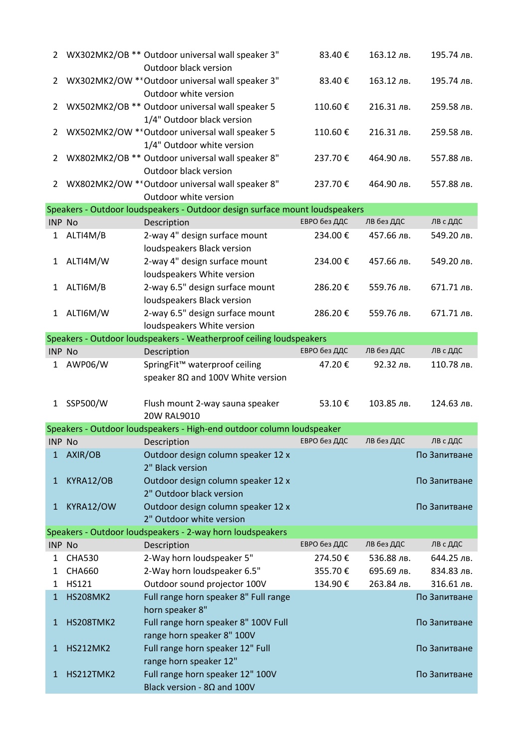| INP | No | Description | ЕВРО без ДДС | ЛВ без ДДС | ЛВ с ДДС |
|---|---|---|---|---|---|
| 2 | WX302MK2/OB ** | Outdoor universal wall speaker 3" Outdoor black version | 83.40 € | 163.12 лв. | 195.74 лв. |
| 2 | WX302MK2/OW ** | Outdoor universal wall speaker 3" Outdoor white version | 83.40 € | 163.12 лв. | 195.74 лв. |
| 2 | WX502MK2/OB ** | Outdoor universal wall speaker 5 1/4" Outdoor black version | 110.60 € | 216.31 лв. | 259.58 лв. |
| 2 | WX502MK2/OW ** | Outdoor universal wall speaker 5 1/4" Outdoor white version | 110.60 € | 216.31 лв. | 259.58 лв. |
| 2 | WX802MK2/OB ** | Outdoor universal wall speaker 8" Outdoor black version | 237.70 € | 464.90 лв. | 557.88 лв. |
| 2 | WX802MK2/OW ** | Outdoor universal wall speaker 8" Outdoor white version | 237.70 € | 464.90 лв. | 557.88 лв. |

## Speakers - Outdoor loudspeakers - Outdoor design surface mount loudspeakers

| INP | No | Description | ЕВРО без ДДС | ЛВ без ДДС | ЛВ с ДДС |
|---|---|---|---|---|---|
| 1 | ALTI4M/B | 2-way 4" design surface mount loudspeakers Black version | 234.00 € | 457.66 лв. | 549.20 лв. |
| 1 | ALTI4M/W | 2-way 4" design surface mount loudspeakers White version | 234.00 € | 457.66 лв. | 549.20 лв. |
| 1 | ALTI6M/B | 2-way 6.5" design surface mount loudspeakers Black version | 286.20 € | 559.76 лв. | 671.71 лв. |
| 1 | ALTI6M/W | 2-way 6.5" design surface mount loudspeakers White version | 286.20 € | 559.76 лв. | 671.71 лв. |

## Speakers - Outdoor loudspeakers - Weatherproof ceiling loudspeakers

| INP | No | Description | ЕВРО без ДДС | ЛВ без ДДС | ЛВ с ДДС |
|---|---|---|---|---|---|
| 1 | AWP06/W | SpringFit™ waterproof ceiling speaker 8Ω and 100V White version | 47.20 € | 92.32 лв. | 110.78 лв. |
| 1 | SSP500/W | Flush mount 2-way sauna speaker 20W RAL9010 | 53.10 € | 103.85 лв. | 124.63 лв. |

## Speakers - Outdoor loudspeakers - High-end outdoor column loudspeaker

| INP | No | Description | ЕВРО без ДДС | ЛВ без ДДС | ЛВ с ДДС |
|---|---|---|---|---|---|
| 1 | AXIR/OB | Outdoor design column speaker 12 x 2" Black version | | | По Запитване |
| 1 | KYRA12/OB | Outdoor design column speaker 12 x 2" Outdoor black version | | | По Запитване |
| 1 | KYRA12/OW | Outdoor design column speaker 12 x 2" Outdoor white version | | | По Запитване |

## Speakers - Outdoor loudspeakers - 2-way horn loudspeakers

| INP | No | Description | ЕВРО без ДДС | ЛВ без ДДС | ЛВ с ДДС |
|---|---|---|---|---|---|
| 1 | CHA530 | 2-Way horn loudspeaker 5" | 274.50 € | 536.88 лв. | 644.25 лв. |
| 1 | CHA660 | 2-Way horn loudspeaker 6.5" | 355.70 € | 695.69 лв. | 834.83 лв. |
| 1 | HS121 | Outdoor sound projector 100V | 134.90 € | 263.84 лв. | 316.61 лв. |
| 1 | HS208MK2 | Full range horn speaker 8" Full range horn speaker 8" | | | По Запитване |
| 1 | HS208TMK2 | Full range horn speaker 8" 100V Full range horn speaker 8" 100V | | | По Запитване |
| 1 | HS212MK2 | Full range horn speaker 12" Full range horn speaker 12" | | | По Запитване |
| 1 | HS212TMK2 | Full range horn speaker 12" 100V Black version - 8Ω and 100V | | | По Запитване |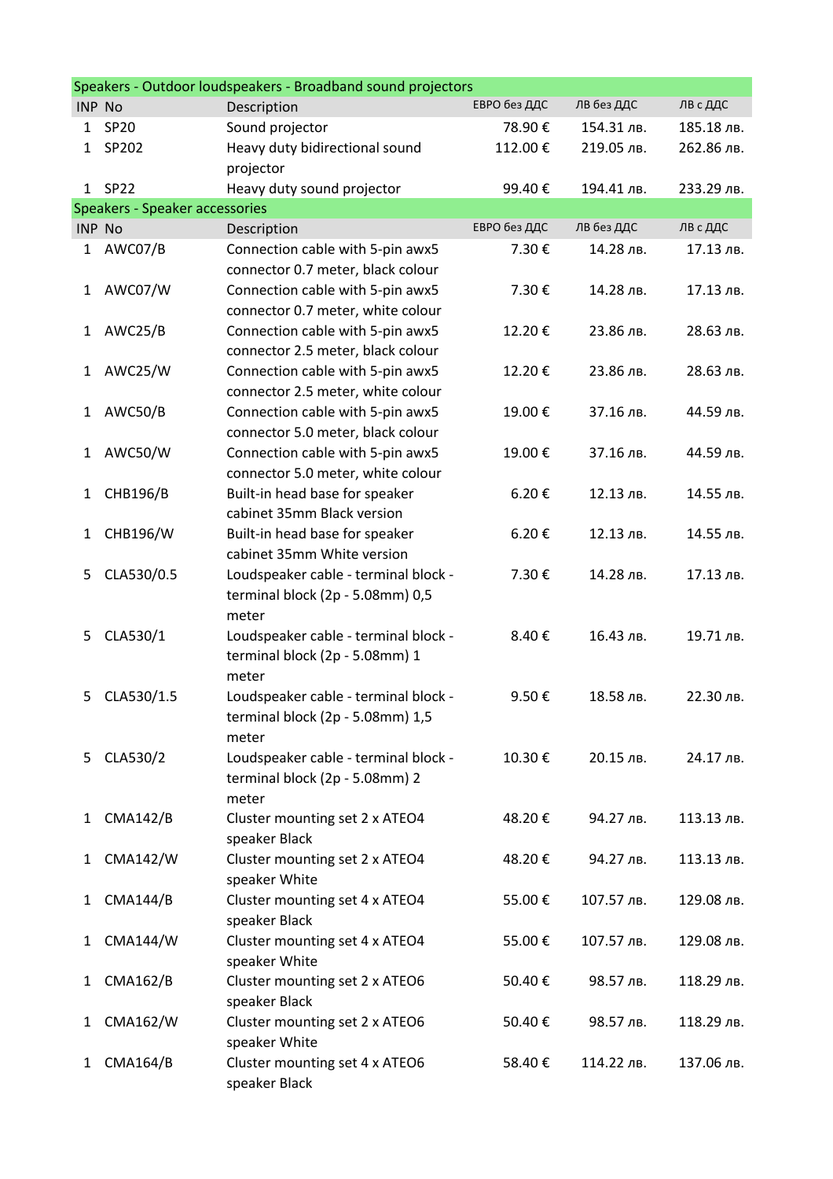## Speakers - Outdoor loudspeakers - Broadband sound projectors

| INP | No | Description | ЕВРО без ДДС | ЛВ без ДДС | ЛВ с ДДС |
|---|---|---|---|---|---|
| 1 | SP20 | Sound projector | 78.90 € | 154.31 лв. | 185.18 лв. |
| 1 | SP202 | Heavy duty bidirectional sound projector | 112.00 € | 219.05 лв. | 262.86 лв. |
| 1 | SP22 | Heavy duty sound projector | 99.40 € | 194.41 лв. | 233.29 лв. |

## Speakers - Speaker accessories

| INP | No | Description | ЕВРО без ДДС | ЛВ без ДДС | ЛВ с ДДС |
|---|---|---|---|---|---|
| 1 | AWC07/B | Connection cable with 5-pin awx5 connector 0.7 meter, black colour | 7.30 € | 14.28 лв. | 17.13 лв. |
| 1 | AWC07/W | Connection cable with 5-pin awx5 connector 0.7 meter, white colour | 7.30 € | 14.28 лв. | 17.13 лв. |
| 1 | AWC25/B | Connection cable with 5-pin awx5 connector 2.5 meter, black colour | 12.20 € | 23.86 лв. | 28.63 лв. |
| 1 | AWC25/W | Connection cable with 5-pin awx5 connector 2.5 meter, white colour | 12.20 € | 23.86 лв. | 28.63 лв. |
| 1 | AWC50/B | Connection cable with 5-pin awx5 connector 5.0 meter, black colour | 19.00 € | 37.16 лв. | 44.59 лв. |
| 1 | AWC50/W | Connection cable with 5-pin awx5 connector 5.0 meter, white colour | 19.00 € | 37.16 лв. | 44.59 лв. |
| 1 | CHB196/B | Built-in head base for speaker cabinet 35mm Black version | 6.20 € | 12.13 лв. | 14.55 лв. |
| 1 | CHB196/W | Built-in head base for speaker cabinet 35mm White version | 6.20 € | 12.13 лв. | 14.55 лв. |
| 5 | CLA530/0.5 | Loudspeaker cable - terminal block - terminal block (2p - 5.08mm) 0,5 meter | 7.30 € | 14.28 лв. | 17.13 лв. |
| 5 | CLA530/1 | Loudspeaker cable - terminal block - terminal block (2p - 5.08mm) 1 meter | 8.40 € | 16.43 лв. | 19.71 лв. |
| 5 | CLA530/1.5 | Loudspeaker cable - terminal block - terminal block (2p - 5.08mm) 1,5 meter | 9.50 € | 18.58 лв. | 22.30 лв. |
| 5 | CLA530/2 | Loudspeaker cable - terminal block - terminal block (2p - 5.08mm) 2 meter | 10.30 € | 20.15 лв. | 24.17 лв. |
| 1 | CMA142/B | Cluster mounting set 2 x ATEO4 speaker Black | 48.20 € | 94.27 лв. | 113.13 лв. |
| 1 | CMA142/W | Cluster mounting set 2 x ATEO4 speaker White | 48.20 € | 94.27 лв. | 113.13 лв. |
| 1 | CMA144/B | Cluster mounting set 4 x ATEO4 speaker Black | 55.00 € | 107.57 лв. | 129.08 лв. |
| 1 | CMA144/W | Cluster mounting set 4 x ATEO4 speaker White | 55.00 € | 107.57 лв. | 129.08 лв. |
| 1 | CMA162/B | Cluster mounting set 2 x ATEO6 speaker Black | 50.40 € | 98.57 лв. | 118.29 лв. |
| 1 | CMA162/W | Cluster mounting set 2 x ATEO6 speaker White | 50.40 € | 98.57 лв. | 118.29 лв. |
| 1 | CMA164/B | Cluster mounting set 4 x ATEO6 speaker Black | 58.40 € | 114.22 лв. | 137.06 лв. |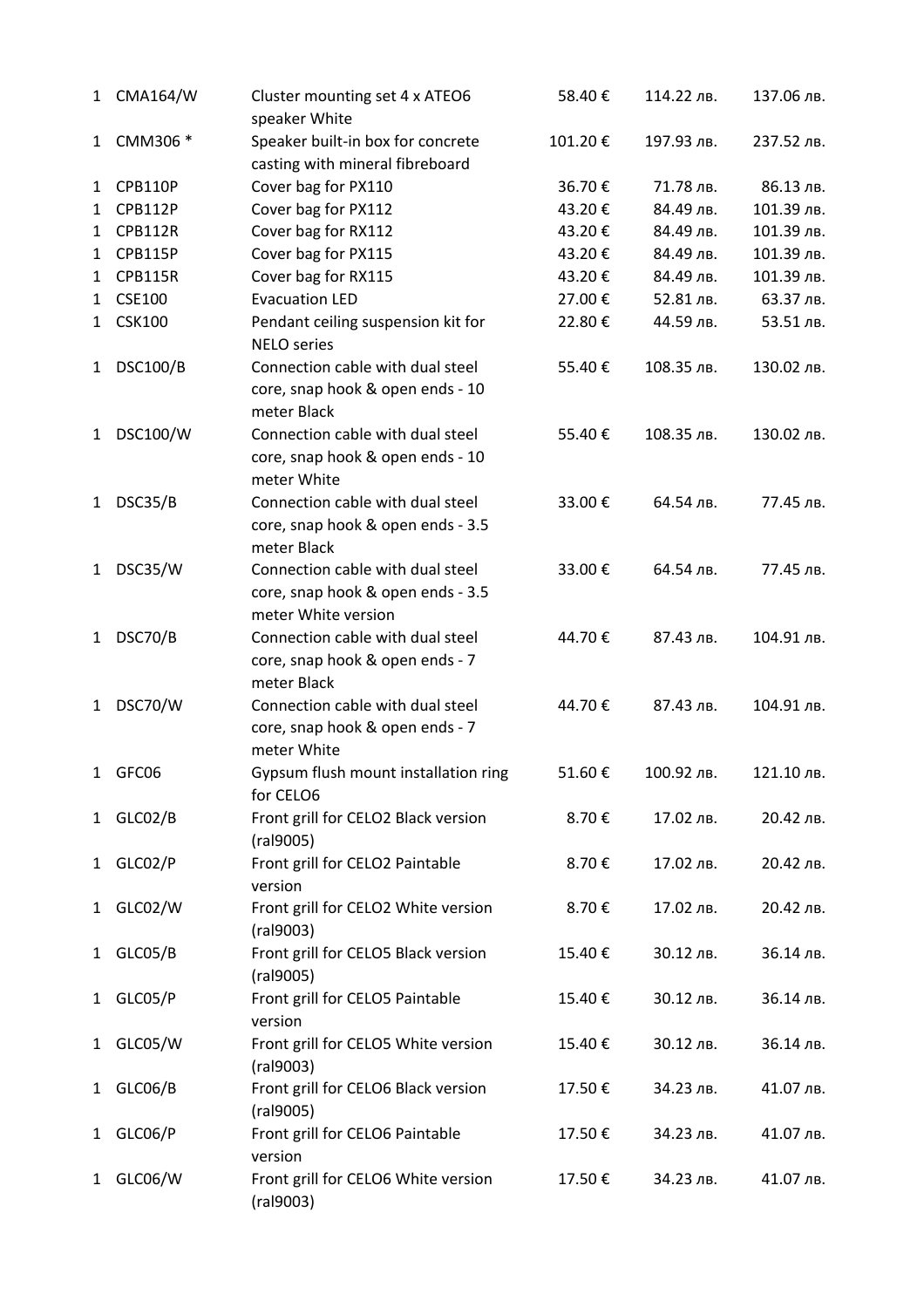| | | | | | |
|---|---|---|---|---|---|
| 1 | CMA164/W | Cluster mounting set 4 x ATEO6 speaker White | 58.40 € | 114.22 лв. | 137.06 лв. |
| 1 | CMM306 * | Speaker built-in box for concrete casting with mineral fibreboard | 101.20 € | 197.93 лв. | 237.52 лв. |
| 1 | CPB110P | Cover bag for PX110 | 36.70 € | 71.78 лв. | 86.13 лв. |
| 1 | CPB112P | Cover bag for PX112 | 43.20 € | 84.49 лв. | 101.39 лв. |
| 1 | CPB112R | Cover bag for RX112 | 43.20 € | 84.49 лв. | 101.39 лв. |
| 1 | CPB115P | Cover bag for PX115 | 43.20 € | 84.49 лв. | 101.39 лв. |
| 1 | CPB115R | Cover bag for RX115 | 43.20 € | 84.49 лв. | 101.39 лв. |
| 1 | CSE100 | Evacuation LED | 27.00 € | 52.81 лв. | 63.37 лв. |
| 1 | CSK100 | Pendant ceiling suspension kit for NELO series | 22.80 € | 44.59 лв. | 53.51 лв. |
| 1 | DSC100/B | Connection cable with dual steel core, snap hook & open ends - 10 meter Black | 55.40 € | 108.35 лв. | 130.02 лв. |
| 1 | DSC100/W | Connection cable with dual steel core, snap hook & open ends - 10 meter White | 55.40 € | 108.35 лв. | 130.02 лв. |
| 1 | DSC35/B | Connection cable with dual steel core, snap hook & open ends - 3.5 meter Black | 33.00 € | 64.54 лв. | 77.45 лв. |
| 1 | DSC35/W | Connection cable with dual steel core, snap hook & open ends - 3.5 meter White version | 33.00 € | 64.54 лв. | 77.45 лв. |
| 1 | DSC70/B | Connection cable with dual steel core, snap hook & open ends - 7 meter Black | 44.70 € | 87.43 лв. | 104.91 лв. |
| 1 | DSC70/W | Connection cable with dual steel core, snap hook & open ends - 7 meter White | 44.70 € | 87.43 лв. | 104.91 лв. |
| 1 | GFC06 | Gypsum flush mount installation ring for CELO6 | 51.60 € | 100.92 лв. | 121.10 лв. |
| 1 | GLC02/B | Front grill for CELO2 Black version (ral9005) | 8.70 € | 17.02 лв. | 20.42 лв. |
| 1 | GLC02/P | Front grill for CELO2 Paintable version | 8.70 € | 17.02 лв. | 20.42 лв. |
| 1 | GLC02/W | Front grill for CELO2 White version (ral9003) | 8.70 € | 17.02 лв. | 20.42 лв. |
| 1 | GLC05/B | Front grill for CELO5 Black version (ral9005) | 15.40 € | 30.12 лв. | 36.14 лв. |
| 1 | GLC05/P | Front grill for CELO5 Paintable version | 15.40 € | 30.12 лв. | 36.14 лв. |
| 1 | GLC05/W | Front grill for CELO5 White version (ral9003) | 15.40 € | 30.12 лв. | 36.14 лв. |
| 1 | GLC06/B | Front grill for CELO6 Black version (ral9005) | 17.50 € | 34.23 лв. | 41.07 лв. |
| 1 | GLC06/P | Front grill for CELO6 Paintable version | 17.50 € | 34.23 лв. | 41.07 лв. |
| 1 | GLC06/W | Front grill for CELO6 White version (ral9003) | 17.50 € | 34.23 лв. | 41.07 лв. |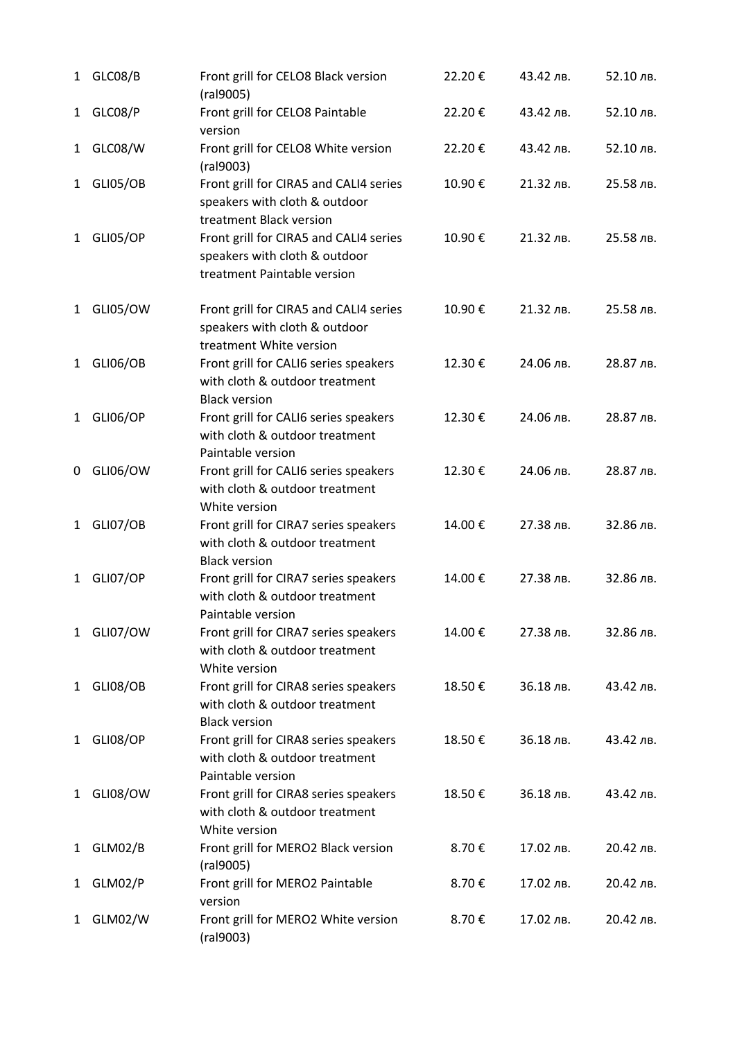| | | | | | |
|---|---|---|---|---|---|
| 1 | GLC08/B | Front grill for CELO8 Black version (ral9005) | 22.20 € | 43.42 лв. | 52.10 лв. |
| 1 | GLC08/P | Front grill for CELO8 Paintable version | 22.20 € | 43.42 лв. | 52.10 лв. |
| 1 | GLC08/W | Front grill for CELO8 White version (ral9003) | 22.20 € | 43.42 лв. | 52.10 лв. |
| 1 | GLI05/OB | Front grill for CIRA5 and CALI4 series speakers with cloth & outdoor treatment Black version | 10.90 € | 21.32 лв. | 25.58 лв. |
| 1 | GLI05/OP | Front grill for CIRA5 and CALI4 series speakers with cloth & outdoor treatment Paintable version | 10.90 € | 21.32 лв. | 25.58 лв. |
| 1 | GLI05/OW | Front grill for CIRA5 and CALI4 series speakers with cloth & outdoor treatment White version | 10.90 € | 21.32 лв. | 25.58 лв. |
| 1 | GLI06/OB | Front grill for CALI6 series speakers with cloth & outdoor treatment Black version | 12.30 € | 24.06 лв. | 28.87 лв. |
| 1 | GLI06/OP | Front grill for CALI6 series speakers with cloth & outdoor treatment Paintable version | 12.30 € | 24.06 лв. | 28.87 лв. |
| 0 | GLI06/OW | Front grill for CALI6 series speakers with cloth & outdoor treatment White version | 12.30 € | 24.06 лв. | 28.87 лв. |
| 1 | GLI07/OB | Front grill for CIRA7 series speakers with cloth & outdoor treatment Black version | 14.00 € | 27.38 лв. | 32.86 лв. |
| 1 | GLI07/OP | Front grill for CIRA7 series speakers with cloth & outdoor treatment Paintable version | 14.00 € | 27.38 лв. | 32.86 лв. |
| 1 | GLI07/OW | Front grill for CIRA7 series speakers with cloth & outdoor treatment White version | 14.00 € | 27.38 лв. | 32.86 лв. |
| 1 | GLI08/OB | Front grill for CIRA8 series speakers with cloth & outdoor treatment Black version | 18.50 € | 36.18 лв. | 43.42 лв. |
| 1 | GLI08/OP | Front grill for CIRA8 series speakers with cloth & outdoor treatment Paintable version | 18.50 € | 36.18 лв. | 43.42 лв. |
| 1 | GLI08/OW | Front grill for CIRA8 series speakers with cloth & outdoor treatment White version | 18.50 € | 36.18 лв. | 43.42 лв. |
| 1 | GLM02/B | Front grill for MERO2 Black version (ral9005) | 8.70 € | 17.02 лв. | 20.42 лв. |
| 1 | GLM02/P | Front grill for MERO2 Paintable version | 8.70 € | 17.02 лв. | 20.42 лв. |
| 1 | GLM02/W | Front grill for MERO2 White version (ral9003) | 8.70 € | 17.02 лв. | 20.42 лв. |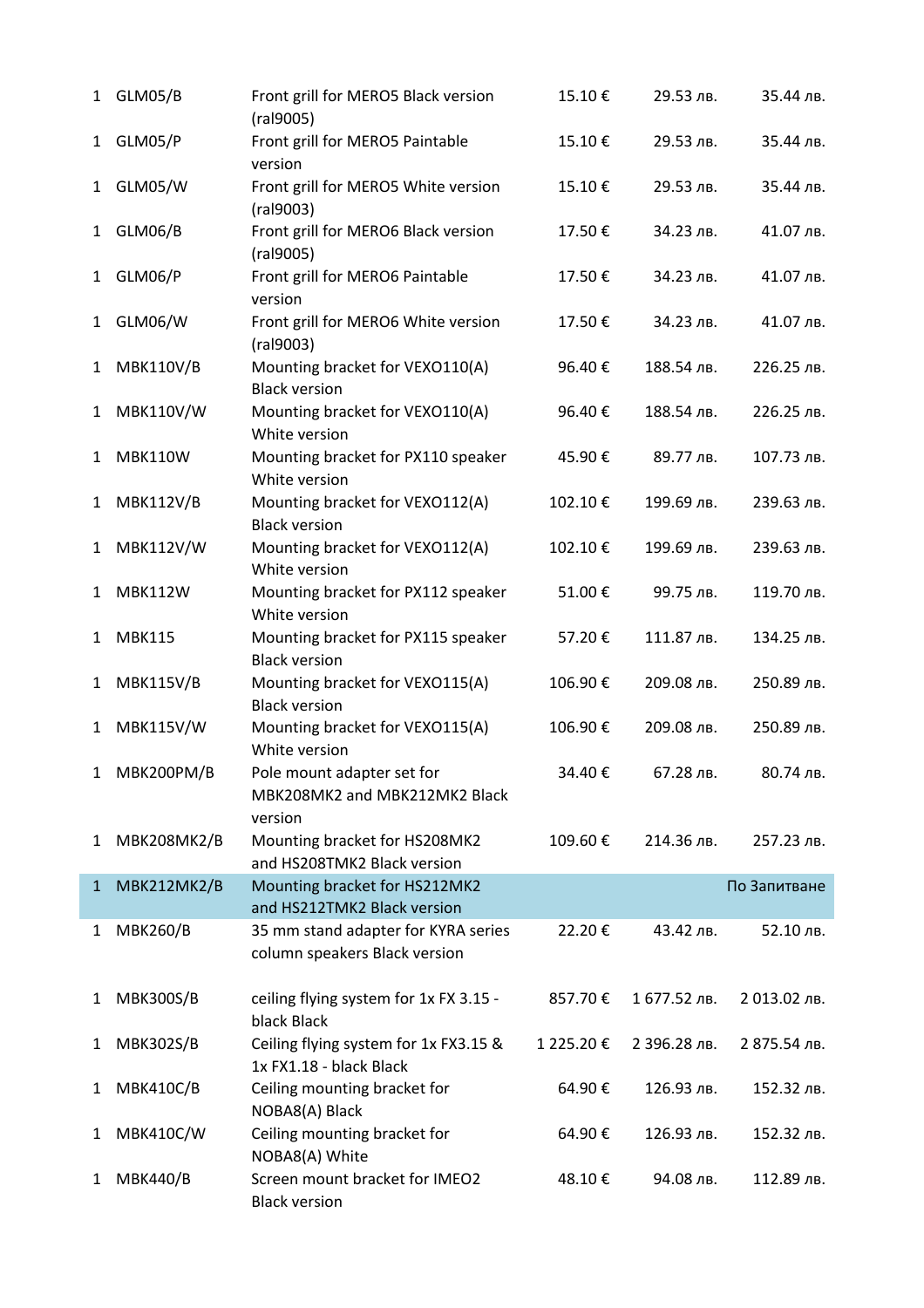| | | | | | |
|---|---|---|---|---|---|
| 1 | GLM05/B | Front grill for MERO5 Black version (ral9005) | 15.10 € | 29.53 лв. | 35.44 лв. |
| 1 | GLM05/P | Front grill for MERO5 Paintable version | 15.10 € | 29.53 лв. | 35.44 лв. |
| 1 | GLM05/W | Front grill for MERO5 White version (ral9003) | 15.10 € | 29.53 лв. | 35.44 лв. |
| 1 | GLM06/B | Front grill for MERO6 Black version (ral9005) | 17.50 € | 34.23 лв. | 41.07 лв. |
| 1 | GLM06/P | Front grill for MERO6 Paintable version | 17.50 € | 34.23 лв. | 41.07 лв. |
| 1 | GLM06/W | Front grill for MERO6 White version (ral9003) | 17.50 € | 34.23 лв. | 41.07 лв. |
| 1 | MBK110V/B | Mounting bracket for VEXO110(A) Black version | 96.40 € | 188.54 лв. | 226.25 лв. |
| 1 | MBK110V/W | Mounting bracket for VEXO110(A) White version | 96.40 € | 188.54 лв. | 226.25 лв. |
| 1 | MBK110W | Mounting bracket for PX110 speaker White version | 45.90 € | 89.77 лв. | 107.73 лв. |
| 1 | MBK112V/B | Mounting bracket for VEXO112(A) Black version | 102.10 € | 199.69 лв. | 239.63 лв. |
| 1 | MBK112V/W | Mounting bracket for VEXO112(A) White version | 102.10 € | 199.69 лв. | 239.63 лв. |
| 1 | MBK112W | Mounting bracket for PX112 speaker White version | 51.00 € | 99.75 лв. | 119.70 лв. |
| 1 | MBK115 | Mounting bracket for PX115 speaker Black version | 57.20 € | 111.87 лв. | 134.25 лв. |
| 1 | MBK115V/B | Mounting bracket for VEXO115(A) Black version | 106.90 € | 209.08 лв. | 250.89 лв. |
| 1 | MBK115V/W | Mounting bracket for VEXO115(A) White version | 106.90 € | 209.08 лв. | 250.89 лв. |
| 1 | MBK200PM/B | Pole mount adapter set for MBK208MK2 and MBK212MK2 Black version | 34.40 € | 67.28 лв. | 80.74 лв. |
| 1 | MBK208MK2/B | Mounting bracket for HS208MK2 and HS208TMK2 Black version | 109.60 € | 214.36 лв. | 257.23 лв. |
| 1 | MBK212MK2/B | Mounting bracket for HS212MK2 and HS212TMK2 Black version | | | По Запитване |
| 1 | MBK260/B | 35 mm stand adapter for KYRA series column speakers Black version | 22.20 € | 43.42 лв. | 52.10 лв. |
| 1 | MBK300S/B | ceiling flying system for 1x FX 3.15 - black Black | 857.70 € | 1 677.52 лв. | 2 013.02 лв. |
| 1 | MBK302S/B | Ceiling flying system for 1x FX3.15 & 1x FX1.18 - black Black | 1 225.20 € | 2 396.28 лв. | 2 875.54 лв. |
| 1 | MBK410C/B | Ceiling mounting bracket for NOBA8(A) Black | 64.90 € | 126.93 лв. | 152.32 лв. |
| 1 | MBK410C/W | Ceiling mounting bracket for NOBA8(A) White | 64.90 € | 126.93 лв. | 152.32 лв. |
| 1 | MBK440/B | Screen mount bracket for IMEO2 Black version | 48.10 € | 94.08 лв. | 112.89 лв. |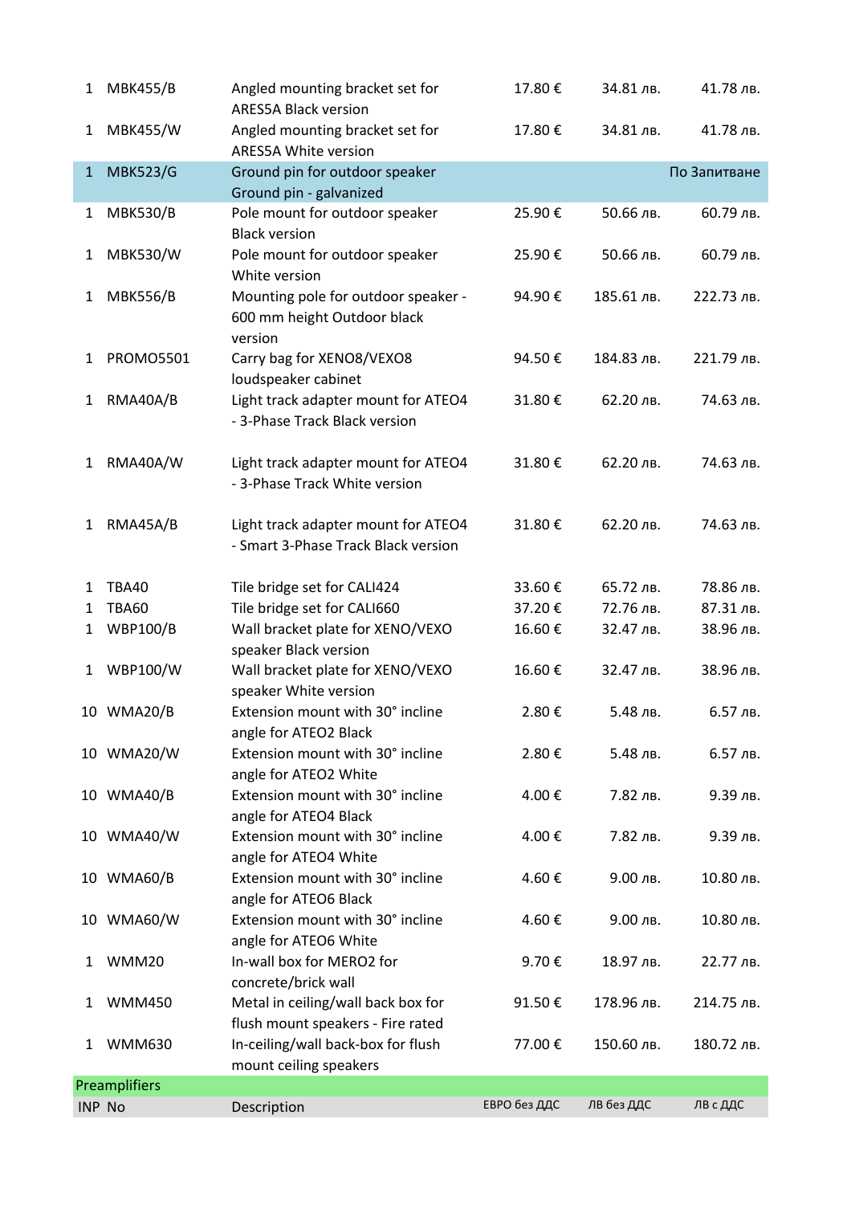| | | | | | |
|---|---|---|---|---|---|
| 1 | MBK455/B | Angled mounting bracket set for ARES5A Black version | 17.80 € | 34.81 лв. | 41.78 лв. |
| 1 | MBK455/W | Angled mounting bracket set for ARES5A White version | 17.80 € | 34.81 лв. | 41.78 лв. |
| 1 | MBK523/G | Ground pin for outdoor speaker Ground pin - galvanized | | | По Запитване |
| 1 | MBK530/B | Pole mount for outdoor speaker Black version | 25.90 € | 50.66 лв. | 60.79 лв. |
| 1 | MBK530/W | Pole mount for outdoor speaker White version | 25.90 € | 50.66 лв. | 60.79 лв. |
| 1 | MBK556/B | Mounting pole for outdoor speaker - 600 mm height Outdoor black version | 94.90 € | 185.61 лв. | 222.73 лв. |
| 1 | PROMO5501 | Carry bag for XENO8/VEXO8 loudspeaker cabinet | 94.50 € | 184.83 лв. | 221.79 лв. |
| 1 | RMA40A/B | Light track adapter mount for ATEO4 - 3-Phase Track Black version | 31.80 € | 62.20 лв. | 74.63 лв. |
| 1 | RMA40A/W | Light track adapter mount for ATEO4 - 3-Phase Track White version | 31.80 € | 62.20 лв. | 74.63 лв. |
| 1 | RMA45A/B | Light track adapter mount for ATEO4 - Smart 3-Phase Track Black version | 31.80 € | 62.20 лв. | 74.63 лв. |
| 1 | TBA40 | Tile bridge set for CALI424 | 33.60 € | 65.72 лв. | 78.86 лв. |
| 1 | TBA60 | Tile bridge set for CALI660 | 37.20 € | 72.76 лв. | 87.31 лв. |
| 1 | WBP100/B | Wall bracket plate for XENO/VEXO speaker Black version | 16.60 € | 32.47 лв. | 38.96 лв. |
| 1 | WBP100/W | Wall bracket plate for XENO/VEXO speaker White version | 16.60 € | 32.47 лв. | 38.96 лв. |
| 10 | WMA20/B | Extension mount with 30° incline angle for ATEO2 Black | 2.80 € | 5.48 лв. | 6.57 лв. |
| 10 | WMA20/W | Extension mount with 30° incline angle for ATEO2 White | 2.80 € | 5.48 лв. | 6.57 лв. |
| 10 | WMA40/B | Extension mount with 30° incline angle for ATEO4 Black | 4.00 € | 7.82 лв. | 9.39 лв. |
| 10 | WMA40/W | Extension mount with 30° incline angle for ATEO4 White | 4.00 € | 7.82 лв. | 9.39 лв. |
| 10 | WMA60/B | Extension mount with 30° incline angle for ATEO6 Black | 4.60 € | 9.00 лв. | 10.80 лв. |
| 10 | WMA60/W | Extension mount with 30° incline angle for ATEO6 White | 4.60 € | 9.00 лв. | 10.80 лв. |
| 1 | WMM20 | In-wall box for MERO2 for concrete/brick wall | 9.70 € | 18.97 лв. | 22.77 лв. |
| 1 | WMM450 | Metal in ceiling/wall back box for flush mount speakers - Fire rated | 91.50 € | 178.96 лв. | 214.75 лв. |
| 1 | WMM630 | In-ceiling/wall back-box for flush mount ceiling speakers | 77.00 € | 150.60 лв. | 180.72 лв. |

**Preamplifiers**

| INP | No | Description | ЕВРО без ДДС | ЛВ без ДДС | ЛВ с ДДС |
|---|---|---|---|---|---|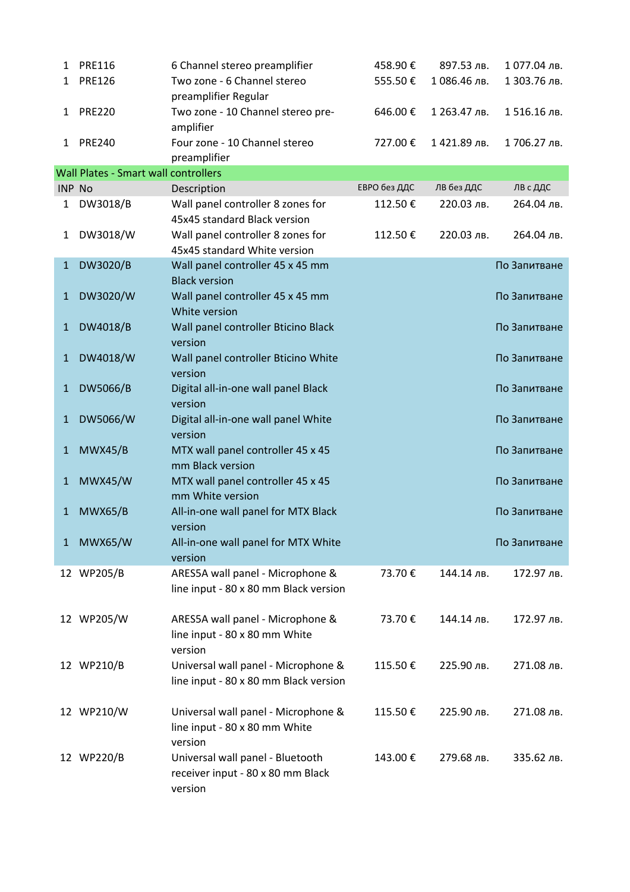| INP | No | Description | ЕВРО без ДДС | ЛВ без ДДС | ЛВ с ДДС |
|---|---|---|---|---|---|
| 1 | PRE116 | 6 Channel stereo preamplifier | 458.90 € | 897.53 лв. | 1 077.04 лв. |
| 1 | PRE126 | Two zone - 6 Channel stereo preamplifier Regular | 555.50 € | 1 086.46 лв. | 1 303.76 лв. |
| 1 | PRE220 | Two zone - 10 Channel stereo pre-amplifier | 646.00 € | 1 263.47 лв. | 1 516.16 лв. |
| 1 | PRE240 | Four zone - 10 Channel stereo preamplifier | 727.00 € | 1 421.89 лв. | 1 706.27 лв. |
| **Wall Plates - Smart wall controllers** | | | | | |
| INP | No | Description | ЕВРО без ДДС | ЛВ без ДДС | ЛВ с ДДС |
| 1 | DW3018/B | Wall panel controller 8 zones for 45x45 standard Black version | 112.50 € | 220.03 лв. | 264.04 лв. |
| 1 | DW3018/W | Wall panel controller 8 zones for 45x45 standard White version | 112.50 € | 220.03 лв. | 264.04 лв. |
| 1 | DW3020/B | Wall panel controller 45 x 45 mm Black version | | | По Запитване |
| 1 | DW3020/W | Wall panel controller 45 x 45 mm White version | | | По Запитване |
| 1 | DW4018/B | Wall panel controller Bticino Black version | | | По Запитване |
| 1 | DW4018/W | Wall panel controller Bticino White version | | | По Запитване |
| 1 | DW5066/B | Digital all-in-one wall panel Black version | | | По Запитване |
| 1 | DW5066/W | Digital all-in-one wall panel White version | | | По Запитване |
| 1 | MWX45/B | MTX wall panel controller 45 x 45 mm Black version | | | По Запитване |
| 1 | MWX45/W | MTX wall panel controller 45 x 45 mm White version | | | По Запитване |
| 1 | MWX65/B | All-in-one wall panel for MTX Black version | | | По Запитване |
| 1 | MWX65/W | All-in-one wall panel for MTX White version | | | По Запитване |
| 12 | WP205/B | ARES5A wall panel - Microphone & line input - 80 x 80 mm Black version | 73.70 € | 144.14 лв. | 172.97 лв. |
| 12 | WP205/W | ARES5A wall panel - Microphone & line input - 80 x 80 mm White version | 73.70 € | 144.14 лв. | 172.97 лв. |
| 12 | WP210/B | Universal wall panel - Microphone & line input - 80 x 80 mm Black version | 115.50 € | 225.90 лв. | 271.08 лв. |
| 12 | WP210/W | Universal wall panel - Microphone & line input - 80 x 80 mm White version | 115.50 € | 225.90 лв. | 271.08 лв. |
| 12 | WP220/B | Universal wall panel - Bluetooth receiver input - 80 x 80 mm Black version | 143.00 € | 279.68 лв. | 335.62 лв. |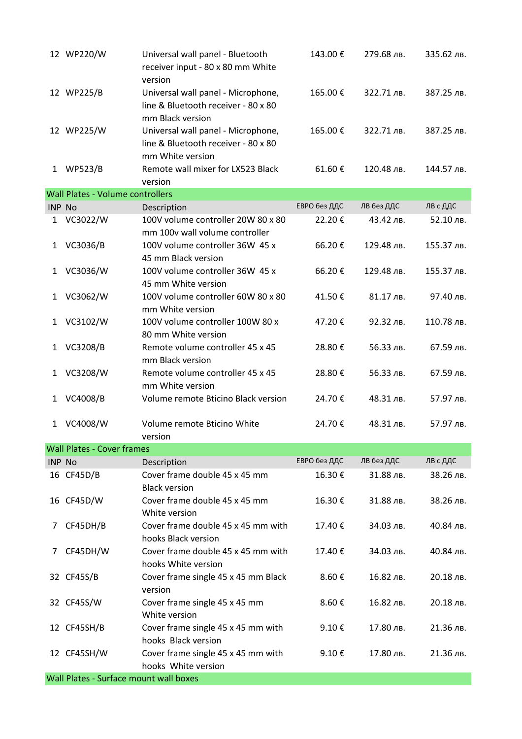| INP | No | Description | ЕВРО без ДДС | ЛВ без ДДС | ЛВ с ДДС |
|---|---|---|---|---|---|
| 12 | WP220/W | Universal wall panel - Bluetooth receiver input - 80 x 80 mm White version | 143.00 € | 279.68 лв. | 335.62 лв. |
| 12 | WP225/B | Universal wall panel - Microphone, line & Bluetooth receiver - 80 x 80 mm Black version | 165.00 € | 322.71 лв. | 387.25 лв. |
| 12 | WP225/W | Universal wall panel - Microphone, line & Bluetooth receiver - 80 x 80 mm White version | 165.00 € | 322.71 лв. | 387.25 лв. |
| 1 | WP523/B | Remote wall mixer for LX523 Black version | 61.60 € | 120.48 лв. | 144.57 лв. |

## Wall Plates - Volume controllers

| INP | No | Description | ЕВРО без ДДС | ЛВ без ДДС | ЛВ с ДДС |
|---|---|---|---|---|---|
| 1 | VC3022/W | 100V volume controller 20W 80 x 80 mm 100v wall volume controller | 22.20 € | 43.42 лв. | 52.10 лв. |
| 1 | VC3036/B | 100V volume controller 36W 45 x 45 mm Black version | 66.20 € | 129.48 лв. | 155.37 лв. |
| 1 | VC3036/W | 100V volume controller 36W 45 x 45 mm White version | 66.20 € | 129.48 лв. | 155.37 лв. |
| 1 | VC3062/W | 100V volume controller 60W 80 x 80 mm White version | 41.50 € | 81.17 лв. | 97.40 лв. |
| 1 | VC3102/W | 100V volume controller 100W 80 x 80 mm White version | 47.20 € | 92.32 лв. | 110.78 лв. |
| 1 | VC3208/B | Remote volume controller 45 x 45 mm Black version | 28.80 € | 56.33 лв. | 67.59 лв. |
| 1 | VC3208/W | Remote volume controller 45 x 45 mm White version | 28.80 € | 56.33 лв. | 67.59 лв. |
| 1 | VC4008/B | Volume remote Bticino Black version | 24.70 € | 48.31 лв. | 57.97 лв. |
| 1 | VC4008/W | Volume remote Bticino White version | 24.70 € | 48.31 лв. | 57.97 лв. |

## Wall Plates - Cover frames

| INP | No | Description | ЕВРО без ДДС | ЛВ без ДДС | ЛВ с ДДС |
|---|---|---|---|---|---|
| 16 | CF45D/B | Cover frame double 45 x 45 mm Black version | 16.30 € | 31.88 лв. | 38.26 лв. |
| 16 | CF45D/W | Cover frame double 45 x 45 mm White version | 16.30 € | 31.88 лв. | 38.26 лв. |
| 7 | CF45DH/B | Cover frame double 45 x 45 mm with hooks Black version | 17.40 € | 34.03 лв. | 40.84 лв. |
| 7 | CF45DH/W | Cover frame double 45 x 45 mm with hooks White version | 17.40 € | 34.03 лв. | 40.84 лв. |
| 32 | CF45S/B | Cover frame single 45 x 45 mm Black version | 8.60 € | 16.82 лв. | 20.18 лв. |
| 32 | CF45S/W | Cover frame single 45 x 45 mm White version | 8.60 € | 16.82 лв. | 20.18 лв. |
| 12 | CF45SH/B | Cover frame single 45 x 45 mm with hooks Black version | 9.10 € | 17.80 лв. | 21.36 лв. |
| 12 | CF45SH/W | Cover frame single 45 x 45 mm with hooks White version | 9.10 € | 17.80 лв. | 21.36 лв. |

## Wall Plates - Surface mount wall boxes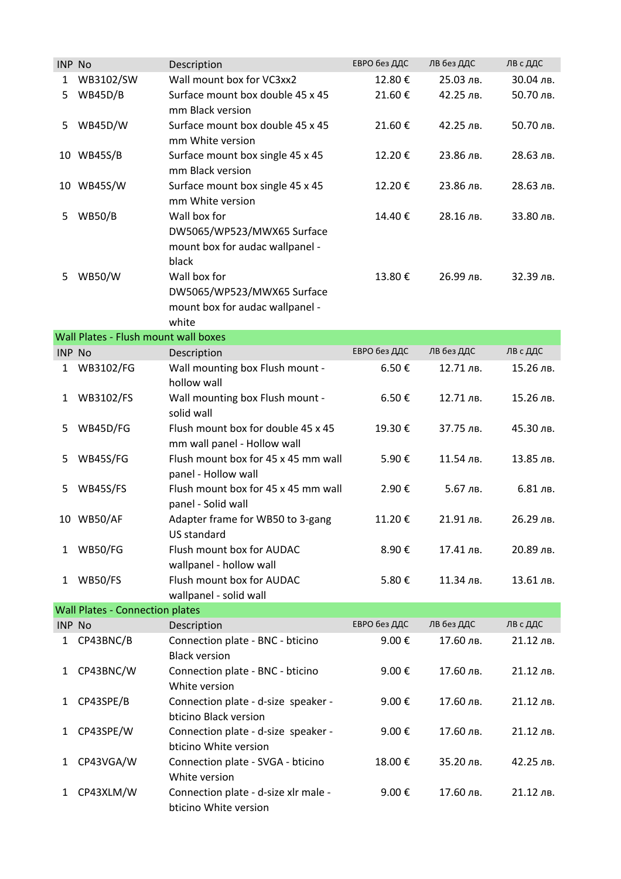| INP | No | Description | ЕВРО без ДДС | ЛВ без ДДС | ЛВ с ДДС |
|---|---|---|---|---|---|
| 1 | WB3102/SW | Wall mount box for VC3xx2 | 12.80 € | 25.03 лв. | 30.04 лв. |
| 5 | WB45D/B | Surface mount box double 45 x 45 mm Black version | 21.60 € | 42.25 лв. | 50.70 лв. |
| 5 | WB45D/W | Surface mount box double 45 x 45 mm White version | 21.60 € | 42.25 лв. | 50.70 лв. |
| 10 | WB45S/B | Surface mount box single 45 x 45 mm Black version | 12.20 € | 23.86 лв. | 28.63 лв. |
| 10 | WB45S/W | Surface mount box single 45 x 45 mm White version | 12.20 € | 23.86 лв. | 28.63 лв. |
| 5 | WB50/B | Wall box for DW5065/WP523/MWX65 Surface mount box for audac wallpanel - black | 14.40 € | 28.16 лв. | 33.80 лв. |
| 5 | WB50/W | Wall box for DW5065/WP523/MWX65 Surface mount box for audac wallpanel - white | 13.80 € | 26.99 лв. | 32.39 лв. |

## Wall Plates - Flush mount wall boxes

| INP | No | Description | ЕВРО без ДДС | ЛВ без ДДС | ЛВ с ДДС |
|---|---|---|---|---|---|
| 1 | WB3102/FG | Wall mounting box Flush mount - hollow wall | 6.50 € | 12.71 лв. | 15.26 лв. |
| 1 | WB3102/FS | Wall mounting box Flush mount - solid wall | 6.50 € | 12.71 лв. | 15.26 лв. |
| 5 | WB45D/FG | Flush mount box for double 45 x 45 mm wall panel - Hollow wall | 19.30 € | 37.75 лв. | 45.30 лв. |
| 5 | WB45S/FG | Flush mount box for 45 x 45 mm wall panel - Hollow wall | 5.90 € | 11.54 лв. | 13.85 лв. |
| 5 | WB45S/FS | Flush mount box for 45 x 45 mm wall panel - Solid wall | 2.90 € | 5.67 лв. | 6.81 лв. |
| 10 | WB50/AF | Adapter frame for WB50 to 3-gang US standard | 11.20 € | 21.91 лв. | 26.29 лв. |
| 1 | WB50/FG | Flush mount box for AUDAC wallpanel - hollow wall | 8.90 € | 17.41 лв. | 20.89 лв. |
| 1 | WB50/FS | Flush mount box for AUDAC wallpanel - solid wall | 5.80 € | 11.34 лв. | 13.61 лв. |

## Wall Plates - Connection plates

| INP | No | Description | ЕВРО без ДДС | ЛВ без ДДС | ЛВ с ДДС |
|---|---|---|---|---|---|
| 1 | CP43BNC/B | Connection plate - BNC - bticino Black version | 9.00 € | 17.60 лв. | 21.12 лв. |
| 1 | CP43BNC/W | Connection plate - BNC - bticino White version | 9.00 € | 17.60 лв. | 21.12 лв. |
| 1 | CP43SPE/B | Connection plate - d-size speaker - bticino Black version | 9.00 € | 17.60 лв. | 21.12 лв. |
| 1 | CP43SPE/W | Connection plate - d-size speaker - bticino White version | 9.00 € | 17.60 лв. | 21.12 лв. |
| 1 | CP43VGA/W | Connection plate - SVGA - bticino White version | 18.00 € | 35.20 лв. | 42.25 лв. |
| 1 | CP43XLM/W | Connection plate - d-size xlr male - bticino White version | 9.00 € | 17.60 лв. | 21.12 лв. |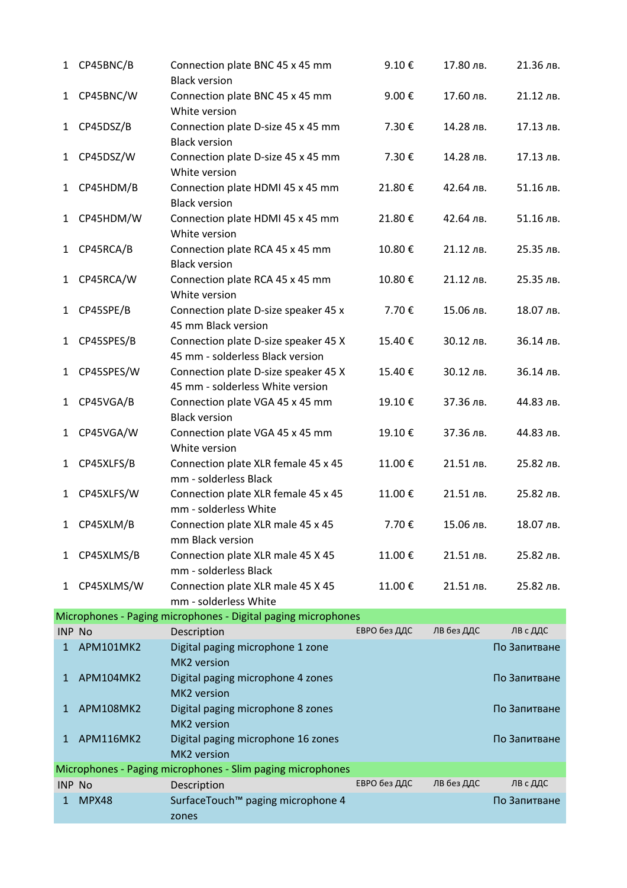| | | | | | |
|---|---|---|---|---|---|
| 1 | CP45BNC/B | Connection plate BNC 45 x 45 mm Black version | 9.10 € | 17.80 лв. | 21.36 лв. |
| 1 | CP45BNC/W | Connection plate BNC 45 x 45 mm White version | 9.00 € | 17.60 лв. | 21.12 лв. |
| 1 | CP45DSZ/B | Connection plate D-size 45 x 45 mm Black version | 7.30 € | 14.28 лв. | 17.13 лв. |
| 1 | CP45DSZ/W | Connection plate D-size 45 x 45 mm White version | 7.30 € | 14.28 лв. | 17.13 лв. |
| 1 | CP45HDM/B | Connection plate HDMI 45 x 45 mm Black version | 21.80 € | 42.64 лв. | 51.16 лв. |
| 1 | CP45HDM/W | Connection plate HDMI 45 x 45 mm White version | 21.80 € | 42.64 лв. | 51.16 лв. |
| 1 | CP45RCA/B | Connection plate RCA 45 x 45 mm Black version | 10.80 € | 21.12 лв. | 25.35 лв. |
| 1 | CP45RCA/W | Connection plate RCA 45 x 45 mm White version | 10.80 € | 21.12 лв. | 25.35 лв. |
| 1 | CP45SPE/B | Connection plate D-size speaker 45 x 45 mm Black version | 7.70 € | 15.06 лв. | 18.07 лв. |
| 1 | CP45SPES/B | Connection plate D-size speaker 45 X 45 mm - solderless Black version | 15.40 € | 30.12 лв. | 36.14 лв. |
| 1 | CP45SPES/W | Connection plate D-size speaker 45 X 45 mm - solderless White version | 15.40 € | 30.12 лв. | 36.14 лв. |
| 1 | CP45VGA/B | Connection plate VGA 45 x 45 mm Black version | 19.10 € | 37.36 лв. | 44.83 лв. |
| 1 | CP45VGA/W | Connection plate VGA 45 x 45 mm White version | 19.10 € | 37.36 лв. | 44.83 лв. |
| 1 | CP45XLFS/B | Connection plate XLR female 45 x 45 mm - solderless Black | 11.00 € | 21.51 лв. | 25.82 лв. |
| 1 | CP45XLFS/W | Connection plate XLR female 45 x 45 mm - solderless White | 11.00 € | 21.51 лв. | 25.82 лв. |
| 1 | CP45XLM/B | Connection plate XLR male 45 x 45 mm Black version | 7.70 € | 15.06 лв. | 18.07 лв. |
| 1 | CP45XLMS/B | Connection plate XLR male 45 X 45 mm - solderless Black | 11.00 € | 21.51 лв. | 25.82 лв. |
| 1 | CP45XLMS/W | Connection plate XLR male 45 X 45 mm - solderless White | 11.00 € | 21.51 лв. | 25.82 лв. |

## Microphones - Paging microphones - Digital paging microphones

| INP | No | Description | ЕВРО без ДДС | ЛВ без ДДС | ЛВ с ДДС |
|---|---|---|---|---|---|
| 1 | APM101MK2 | Digital paging microphone 1 zone MK2 version | | | По Запитване |
| 1 | APM104MK2 | Digital paging microphone 4 zones MK2 version | | | По Запитване |
| 1 | APM108MK2 | Digital paging microphone 8 zones MK2 version | | | По Запитване |
| 1 | APM116MK2 | Digital paging microphone 16 zones MK2 version | | | По Запитване |

## Microphones - Paging microphones - Slim paging microphones

| INP | No | Description | ЕВРО без ДДС | ЛВ без ДДС | ЛВ с ДДС |
|---|---|---|---|---|---|
| 1 | MPX48 | SurfaceTouch™ paging microphone 4 zones | | | По Запитване |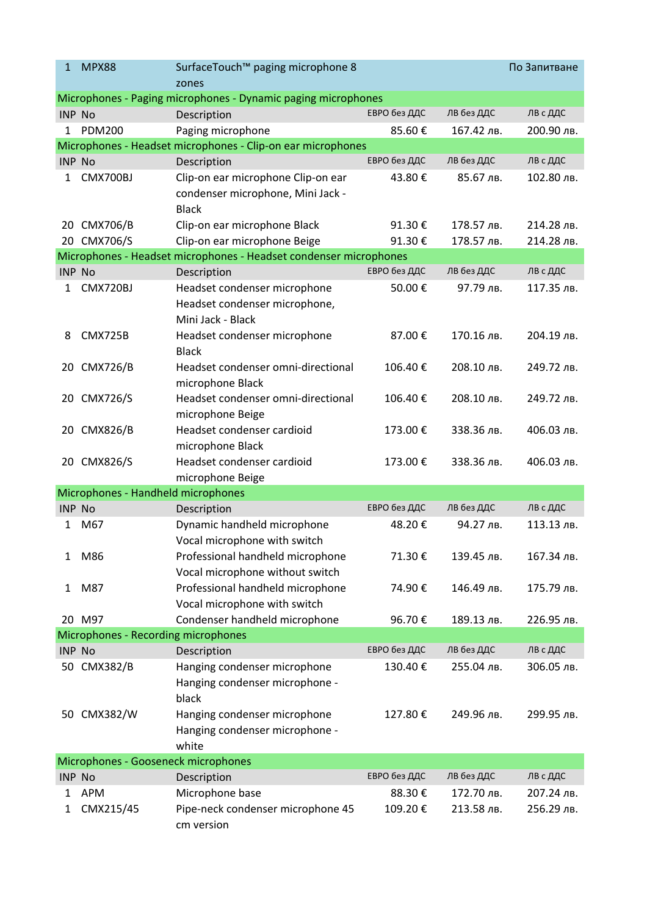| INP | No | Description | ЕВРО без ДДС | ЛВ без ДДС | ЛВ с ДДС |
|---|---|---|---|---|---|
| 1 | MPX88 | SurfaceTouch™ paging microphone 8 zones | | | По Запитване |

**Microphones - Paging microphones - Dynamic paging microphones**

| INP | No | Description | ЕВРО без ДДС | ЛВ без ДДС | ЛВ с ДДС |
|---|---|---|---|---|---|
| 1 | PDM200 | Paging microphone | 85.60 € | 167.42 лв. | 200.90 лв. |

**Microphones - Headset microphones - Clip-on ear microphones**

| INP | No | Description | ЕВРО без ДДС | ЛВ без ДДС | ЛВ с ДДС |
|---|---|---|---|---|---|
| 1 | CMX700BJ | Clip-on ear microphone Clip-on ear condenser microphone, Mini Jack - Black | 43.80 € | 85.67 лв. | 102.80 лв. |
| 20 | CMX706/B | Clip-on ear microphone Black | 91.30 € | 178.57 лв. | 214.28 лв. |
| 20 | CMX706/S | Clip-on ear microphone Beige | 91.30 € | 178.57 лв. | 214.28 лв. |

**Microphones - Headset microphones - Headset condenser microphones**

| INP | No | Description | ЕВРО без ДДС | ЛВ без ДДС | ЛВ с ДДС |
|---|---|---|---|---|---|
| 1 | CMX720BJ | Headset condenser microphone Headset condenser microphone, Mini Jack - Black | 50.00 € | 97.79 лв. | 117.35 лв. |
| 8 | CMX725B | Headset condenser microphone Black | 87.00 € | 170.16 лв. | 204.19 лв. |
| 20 | CMX726/B | Headset condenser omni-directional microphone Black | 106.40 € | 208.10 лв. | 249.72 лв. |
| 20 | CMX726/S | Headset condenser omni-directional microphone Beige | 106.40 € | 208.10 лв. | 249.72 лв. |
| 20 | CMX826/B | Headset condenser cardioid microphone Black | 173.00 € | 338.36 лв. | 406.03 лв. |
| 20 | CMX826/S | Headset condenser cardioid microphone Beige | 173.00 € | 338.36 лв. | 406.03 лв. |

**Microphones - Handheld microphones**

| INP | No | Description | ЕВРО без ДДС | ЛВ без ДДС | ЛВ с ДДС |
|---|---|---|---|---|---|
| 1 | M67 | Dynamic handheld microphone Vocal microphone with switch | 48.20 € | 94.27 лв. | 113.13 лв. |
| 1 | M86 | Professional handheld microphone Vocal microphone without switch | 71.30 € | 139.45 лв. | 167.34 лв. |
| 1 | M87 | Professional handheld microphone Vocal microphone with switch | 74.90 € | 146.49 лв. | 175.79 лв. |
| 20 | M97 | Condenser handheld microphone | 96.70 € | 189.13 лв. | 226.95 лв. |

**Microphones - Recording microphones**

| INP | No | Description | ЕВРО без ДДС | ЛВ без ДДС | ЛВ с ДДС |
|---|---|---|---|---|---|
| 50 | CMX382/B | Hanging condenser microphone Hanging condenser microphone - black | 130.40 € | 255.04 лв. | 306.05 лв. |
| 50 | CMX382/W | Hanging condenser microphone Hanging condenser microphone - white | 127.80 € | 249.96 лв. | 299.95 лв. |

**Microphones - Gooseneck microphones**

| INP | No | Description | ЕВРО без ДДС | ЛВ без ДДС | ЛВ с ДДС |
|---|---|---|---|---|---|
| 1 | APM | Microphone base | 88.30 € | 172.70 лв. | 207.24 лв. |
| 1 | CMX215/45 | Pipe-neck condenser microphone 45 cm version | 109.20 € | 213.58 лв. | 256.29 лв. |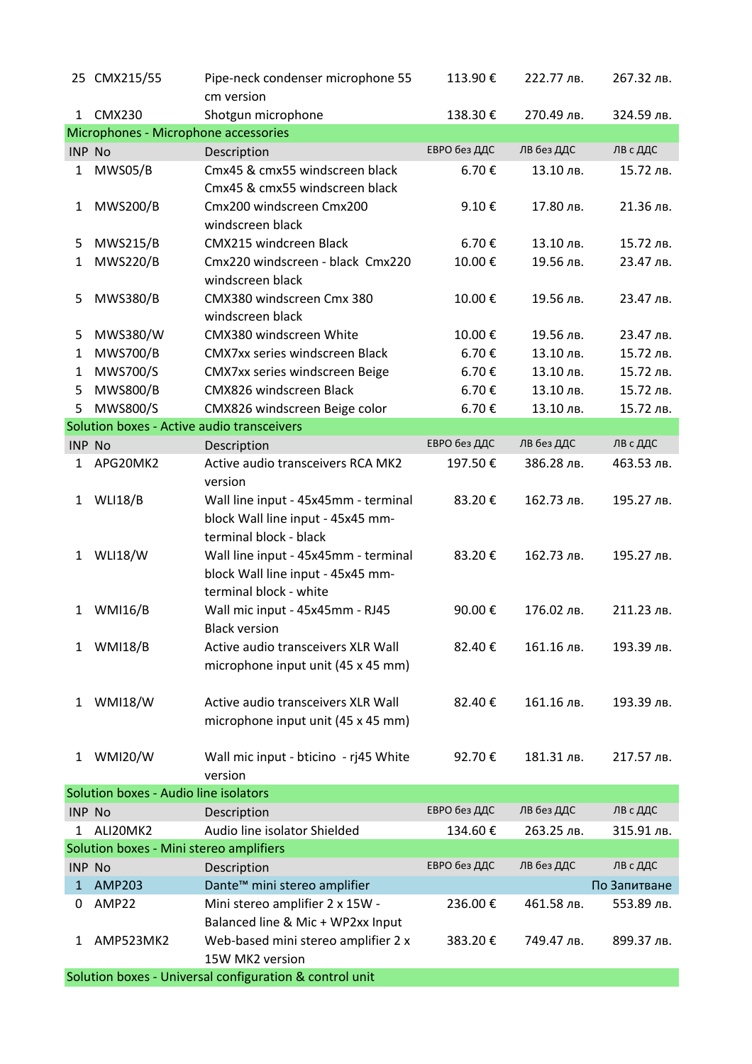| INP | No | Description | ЕВРО без ДДС | ЛВ без ДДС | ЛВ с ДДС |
|---|---|---|---|---|---|
| 25 | CMX215/55 | Pipe-neck condenser microphone 55 cm version | 113.90 € | 222.77 лв. | 267.32 лв. |
| 1 | CMX230 | Shotgun microphone | 138.30 € | 270.49 лв. | 324.59 лв. |

**Microphones - Microphone accessories**

| INP | No | Description | ЕВРО без ДДС | ЛВ без ДДС | ЛВ с ДДС |
|---|---|---|---|---|---|
| 1 | MWS05/B | Cmx45 & cmx55 windscreen black Cmx45 & cmx55 windscreen black | 6.70 € | 13.10 лв. | 15.72 лв. |
| 1 | MWS200/B | Cmx200 windscreen Cmx200 windscreen black | 9.10 € | 17.80 лв. | 21.36 лв. |
| 5 | MWS215/B | CMX215 windcreen Black | 6.70 € | 13.10 лв. | 15.72 лв. |
| 1 | MWS220/B | Cmx220 windscreen - black Cmx220 windscreen black | 10.00 € | 19.56 лв. | 23.47 лв. |
| 5 | MWS380/B | CMX380 windscreen Cmx 380 windscreen black | 10.00 € | 19.56 лв. | 23.47 лв. |
| 5 | MWS380/W | CMX380 windscreen White | 10.00 € | 19.56 лв. | 23.47 лв. |
| 1 | MWS700/B | CMX7xx series windscreen Black | 6.70 € | 13.10 лв. | 15.72 лв. |
| 1 | MWS700/S | CMX7xx series windscreen Beige | 6.70 € | 13.10 лв. | 15.72 лв. |
| 5 | MWS800/B | CMX826 windscreen Black | 6.70 € | 13.10 лв. | 15.72 лв. |
| 5 | MWS800/S | CMX826 windscreen Beige color | 6.70 € | 13.10 лв. | 15.72 лв. |

**Solution boxes - Active audio transceivers**

| INP | No | Description | ЕВРО без ДДС | ЛВ без ДДС | ЛВ с ДДС |
|---|---|---|---|---|---|
| 1 | APG20MK2 | Active audio transceivers RCA MK2 version | 197.50 € | 386.28 лв. | 463.53 лв. |
| 1 | WLI18/B | Wall line input - 45x45mm - terminal block Wall line input - 45x45 mm-terminal block - black | 83.20 € | 162.73 лв. | 195.27 лв. |
| 1 | WLI18/W | Wall line input - 45x45mm - terminal block Wall line input - 45x45 mm-terminal block - white | 83.20 € | 162.73 лв. | 195.27 лв. |
| 1 | WMI16/B | Wall mic input - 45x45mm - RJ45 Black version | 90.00 € | 176.02 лв. | 211.23 лв. |
| 1 | WMI18/B | Active audio transceivers XLR Wall microphone input unit (45 x 45 mm) | 82.40 € | 161.16 лв. | 193.39 лв. |
| 1 | WMI18/W | Active audio transceivers XLR Wall microphone input unit (45 x 45 mm) | 82.40 € | 161.16 лв. | 193.39 лв. |
| 1 | WMI20/W | Wall mic input - bticino - rj45 White version | 92.70 € | 181.31 лв. | 217.57 лв. |

**Solution boxes - Audio line isolators**

| INP | No | Description | ЕВРО без ДДС | ЛВ без ДДС | ЛВ с ДДС |
|---|---|---|---|---|---|
| 1 | ALI20MK2 | Audio line isolator Shielded | 134.60 € | 263.25 лв. | 315.91 лв. |

**Solution boxes - Mini stereo amplifiers**

| INP | No | Description | ЕВРО без ДДС | ЛВ без ДДС | ЛВ с ДДС |
|---|---|---|---|---|---|
| 1 | AMP203 | Dante™ mini stereo amplifier | | | По Запитване |
| 0 | AMP22 | Mini stereo amplifier 2 x 15W - Balanced line & Mic + WP2xx Input | 236.00 € | 461.58 лв. | 553.89 лв. |
| 1 | AMP523MK2 | Web-based mini stereo amplifier 2 x 15W MK2 version | 383.20 € | 749.47 лв. | 899.37 лв. |

**Solution boxes - Universal configuration & control unit**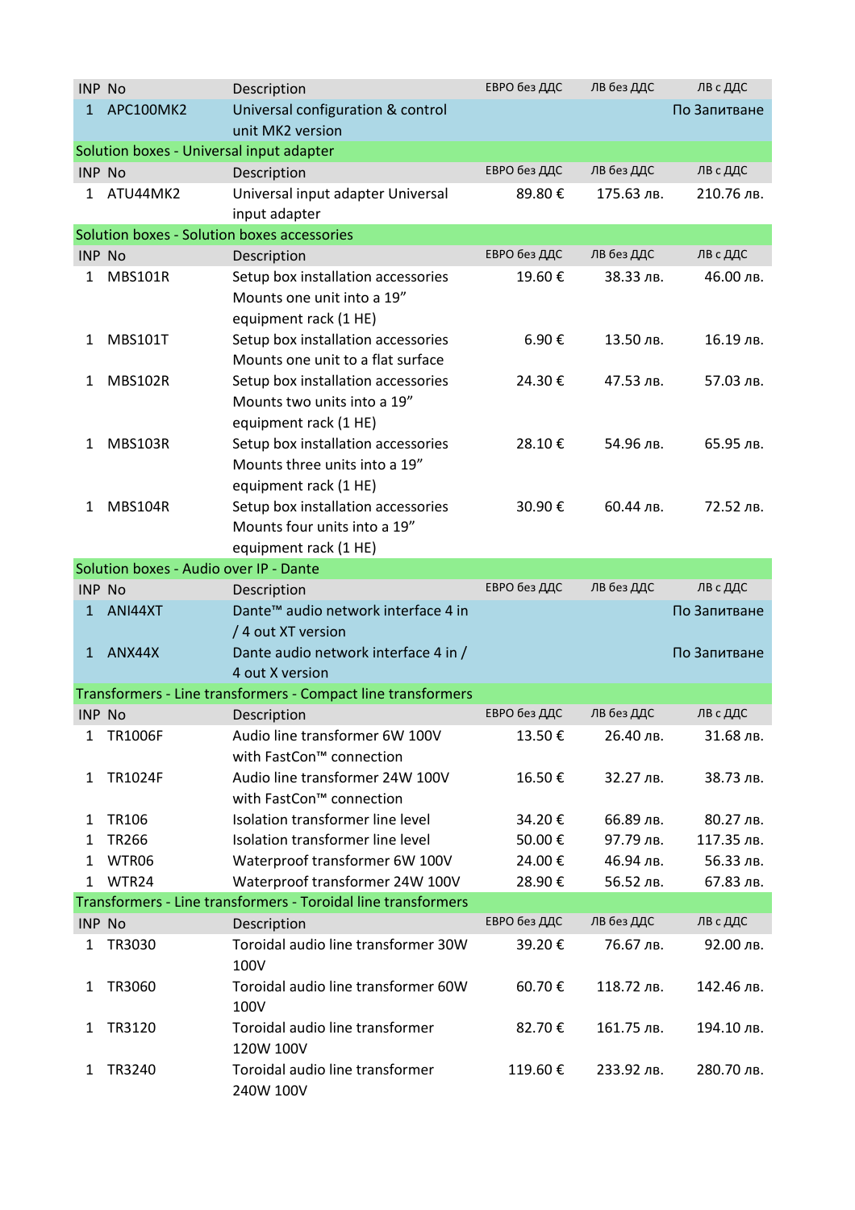| INP | No | Description | ЕВРО без ДДС | ЛВ без ДДС | ЛВ с ДДС |
|---|---|---|---|---|---|
| 1 | APC100MK2 | Universal configuration & control unit MK2 version | | | По Запитване |

Solution boxes - Universal input adapter

| INP | No | Description | ЕВРО без ДДС | ЛВ без ДДС | ЛВ с ДДС |
|---|---|---|---|---|---|
| 1 | ATU44MK2 | Universal input adapter Universal input adapter | 89.80 € | 175.63 лв. | 210.76 лв. |

Solution boxes - Solution boxes accessories

| INP | No | Description | ЕВРО без ДДС | ЛВ без ДДС | ЛВ с ДДС |
|---|---|---|---|---|---|
| 1 | MBS101R | Setup box installation accessories Mounts one unit into a 19” equipment rack (1 HE) | 19.60 € | 38.33 лв. | 46.00 лв. |
| 1 | MBS101T | Setup box installation accessories Mounts one unit to a flat surface | 6.90 € | 13.50 лв. | 16.19 лв. |
| 1 | MBS102R | Setup box installation accessories Mounts two units into a 19” equipment rack (1 HE) | 24.30 € | 47.53 лв. | 57.03 лв. |
| 1 | MBS103R | Setup box installation accessories Mounts three units into a 19” equipment rack (1 HE) | 28.10 € | 54.96 лв. | 65.95 лв. |
| 1 | MBS104R | Setup box installation accessories Mounts four units into a 19” equipment rack (1 HE) | 30.90 € | 60.44 лв. | 72.52 лв. |

Solution boxes - Audio over IP - Dante

| INP | No | Description | ЕВРО без ДДС | ЛВ без ДДС | ЛВ с ДДС |
|---|---|---|---|---|---|
| 1 | ANI44XT | Dante™ audio network interface 4 in / 4 out XT version | | | По Запитване |
| 1 | ANX44X | Dante audio network interface 4 in / 4 out X version | | | По Запитване |

Transformers - Line transformers - Compact line transformers

| INP | No | Description | ЕВРО без ДДС | ЛВ без ДДС | ЛВ с ДДС |
|---|---|---|---|---|---|
| 1 | TR1006F | Audio line transformer 6W 100V with FastCon™ connection | 13.50 € | 26.40 лв. | 31.68 лв. |
| 1 | TR1024F | Audio line transformer 24W 100V with FastCon™ connection | 16.50 € | 32.27 лв. | 38.73 лв. |
| 1 | TR106 | Isolation transformer line level | 34.20 € | 66.89 лв. | 80.27 лв. |
| 1 | TR266 | Isolation transformer line level | 50.00 € | 97.79 лв. | 117.35 лв. |
| 1 | WTR06 | Waterproof transformer 6W 100V | 24.00 € | 46.94 лв. | 56.33 лв. |
| 1 | WTR24 | Waterproof transformer 24W 100V | 28.90 € | 56.52 лв. | 67.83 лв. |

Transformers - Line transformers - Toroidal line transformers

| INP | No | Description | ЕВРО без ДДС | ЛВ без ДДС | ЛВ с ДДС |
|---|---|---|---|---|---|
| 1 | TR3030 | Toroidal audio line transformer 30W 100V | 39.20 € | 76.67 лв. | 92.00 лв. |
| 1 | TR3060 | Toroidal audio line transformer 60W 100V | 60.70 € | 118.72 лв. | 142.46 лв. |
| 1 | TR3120 | Toroidal audio line transformer 120W 100V | 82.70 € | 161.75 лв. | 194.10 лв. |
| 1 | TR3240 | Toroidal audio line transformer 240W 100V | 119.60 € | 233.92 лв. | 280.70 лв. |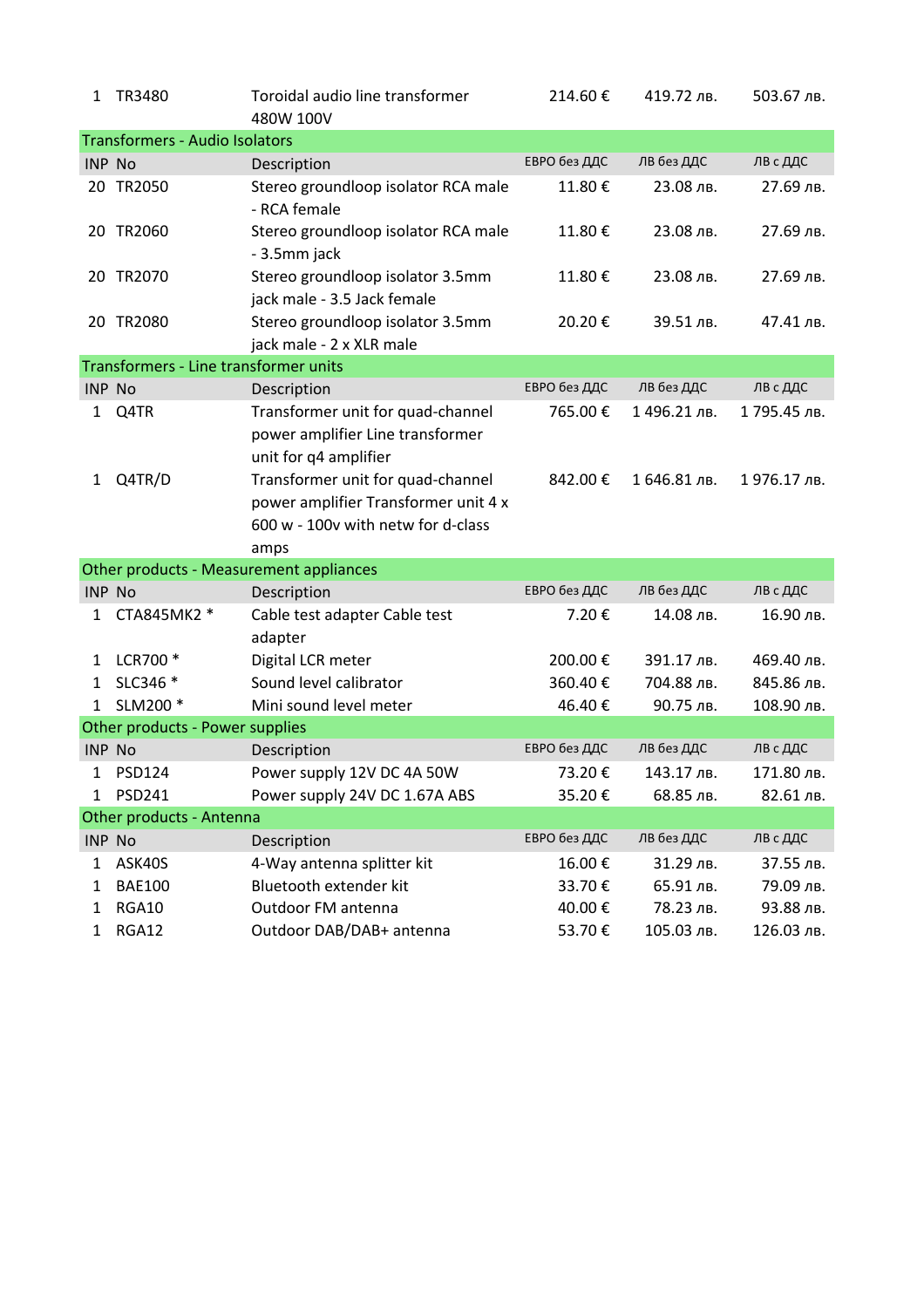| | | | | | |
|---|---|---|---|---|---|
| 1 | TR3480 | Toroidal audio line transformer 480W 100V | 214.60 € | 419.72 лв. | 503.67 лв. |

## Transformers - Audio Isolators

| INP | No | Description | ЕВРО без ДДС | ЛВ без ДДС | ЛВ с ДДС |
|---|---|---|---|---|---|
| 20 | TR2050 | Stereo groundloop isolator RCA male - RCA female | 11.80 € | 23.08 лв. | 27.69 лв. |
| 20 | TR2060 | Stereo groundloop isolator RCA male - 3.5mm jack | 11.80 € | 23.08 лв. | 27.69 лв. |
| 20 | TR2070 | Stereo groundloop isolator 3.5mm jack male - 3.5 Jack female | 11.80 € | 23.08 лв. | 27.69 лв. |
| 20 | TR2080 | Stereo groundloop isolator 3.5mm jack male - 2 x XLR male | 20.20 € | 39.51 лв. | 47.41 лв. |

## Transformers - Line transformer units

| INP | No | Description | ЕВРО без ДДС | ЛВ без ДДС | ЛВ с ДДС |
|---|---|---|---|---|---|
| 1 | Q4TR | Transformer unit for quad-channel power amplifier Line transformer unit for q4 amplifier | 765.00 € | 1 496.21 лв. | 1 795.45 лв. |
| 1 | Q4TR/D | Transformer unit for quad-channel power amplifier Transformer unit 4 x 600 w - 100v with netw for d-class amps | 842.00 € | 1 646.81 лв. | 1 976.17 лв. |

## Other products - Measurement appliances

| INP | No | Description | ЕВРО без ДДС | ЛВ без ДДС | ЛВ с ДДС |
|---|---|---|---|---|---|
| 1 | CTA845MK2 * | Cable test adapter Cable test adapter | 7.20 € | 14.08 лв. | 16.90 лв. |
| 1 | LCR700 * | Digital LCR meter | 200.00 € | 391.17 лв. | 469.40 лв. |
| 1 | SLC346 * | Sound level calibrator | 360.40 € | 704.88 лв. | 845.86 лв. |
| 1 | SLM200 * | Mini sound level meter | 46.40 € | 90.75 лв. | 108.90 лв. |

## Other products - Power supplies

| INP | No | Description | ЕВРО без ДДС | ЛВ без ДДС | ЛВ с ДДС |
|---|---|---|---|---|---|
| 1 | PSD124 | Power supply 12V DC 4A 50W | 73.20 € | 143.17 лв. | 171.80 лв. |
| 1 | PSD241 | Power supply 24V DC 1.67A ABS | 35.20 € | 68.85 лв. | 82.61 лв. |

## Other products - Antenna

| INP | No | Description | ЕВРО без ДДС | ЛВ без ДДС | ЛВ с ДДС |
|---|---|---|---|---|---|
| 1 | ASK40S | 4-Way antenna splitter kit | 16.00 € | 31.29 лв. | 37.55 лв. |
| 1 | BAE100 | Bluetooth extender kit | 33.70 € | 65.91 лв. | 79.09 лв. |
| 1 | RGA10 | Outdoor FM antenna | 40.00 € | 78.23 лв. | 93.88 лв. |
| 1 | RGA12 | Outdoor DAB/DAB+ antenna | 53.70 € | 105.03 лв. | 126.03 лв. |